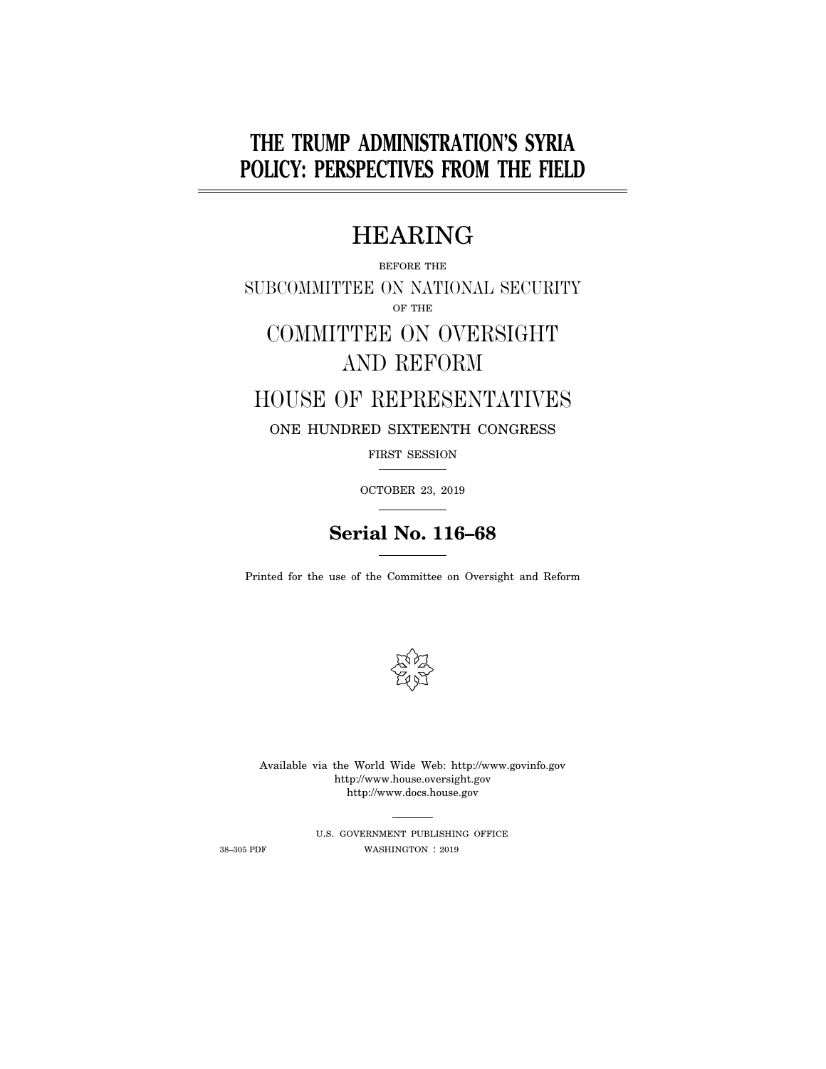# THE TRUMP ADMINISTRATION'S SYRIA POLICY: PERSPECTIVES FROM THE FIELD

## HEARING

BEFORE THE

SUBCOMMITTEE ON NATIONAL SECURITY

OF THE

COMMITTEE ON OVERSIGHT AND REFORM

HOUSE OF REPRESENTATIVES

ONE HUNDRED SIXTEENTH CONGRESS

FIRST SESSION

OCTOBER 23, 2019

**Serial No. 116–68**

Printed for the use of the Committee on Oversight and Reform

Available via the World Wide Web: http://www.govinfo.gov
http://www.house.oversight.gov
http://www.docs.house.gov

U.S. GOVERNMENT PUBLISHING OFFICE

38–305 PDF WASHINGTON : 2019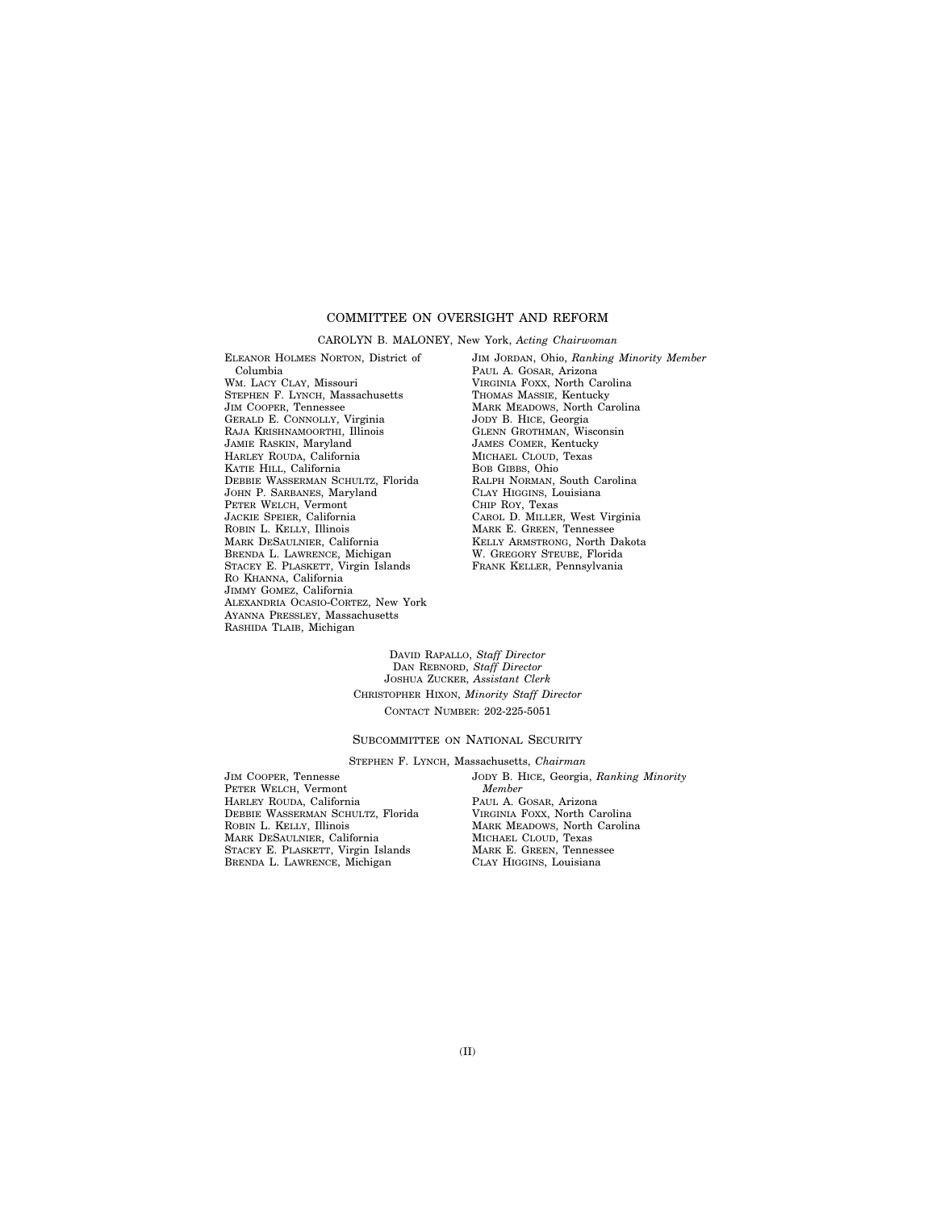## COMMITTEE ON OVERSIGHT AND REFORM

CAROLYN B. MALONEY, New York, *Acting Chairwoman*

ELEANOR HOLMES NORTON, District of Columbia
WM. LACY CLAY, Missouri
STEPHEN F. LYNCH, Massachusetts
JIM COOPER, Tennessee
GERALD E. CONNOLLY, Virginia
RAJA KRISHNAMOORTHI, Illinois
JAMIE RASKIN, Maryland
HARLEY ROUDA, California
KATIE HILL, California
DEBBIE WASSERMAN SCHULTZ, Florida
JOHN P. SARBANES, Maryland
PETER WELCH, Vermont
JACKIE SPEIER, California
ROBIN L. KELLY, Illinois
MARK DESAULNIER, California
BRENDA L. LAWRENCE, Michigan
STACEY E. PLASKETT, Virgin Islands
RO KHANNA, California
JIMMY GOMEZ, California
ALEXANDRIA OCASIO-CORTEZ, New York
AYANNA PRESSLEY, Massachusetts
RASHIDA TLAIB, Michigan

JIM JORDAN, Ohio, *Ranking Minority Member*
PAUL A. GOSAR, Arizona
VIRGINIA FOXX, North Carolina
THOMAS MASSIE, Kentucky
MARK MEADOWS, North Carolina
JODY B. HICE, Georgia
GLENN GROTHMAN, Wisconsin
JAMES COMER, Kentucky
MICHAEL CLOUD, Texas
BOB GIBBS, Ohio
RALPH NORMAN, South Carolina
CLAY HIGGINS, Louisiana
CHIP ROY, Texas
CAROL D. MILLER, West Virginia
MARK E. GREEN, Tennessee
KELLY ARMSTRONG, North Dakota
W. GREGORY STEUBE, Florida
FRANK KELLER, Pennsylvania

DAVID RAPALLO, *Staff Director*
DAN REBNORD, *Staff Director*
JOSHUA ZUCKER, *Assistant Clerk*
CHRISTOPHER HIXON, *Minority Staff Director*
CONTACT NUMBER: 202-225-5051

### SUBCOMMITTEE ON NATIONAL SECURITY

STEPHEN F. LYNCH, Massachusetts, *Chairman*

JIM COOPER, Tennesse
PETER WELCH, Vermont
HARLEY ROUDA, California
DEBBIE WASSERMAN SCHULTZ, Florida
ROBIN L. KELLY, Illinois
MARK DESAULNIER, California
STACEY E. PLASKETT, Virgin Islands
BRENDA L. LAWRENCE, Michigan

JODY B. HICE, Georgia, *Ranking Minority Member*
PAUL A. GOSAR, Arizona
VIRGINIA FOXX, North Carolina
MARK MEADOWS, North Carolina
MICHAEL CLOUD, Texas
MARK E. GREEN, Tennessee
CLAY HIGGINS, Louisiana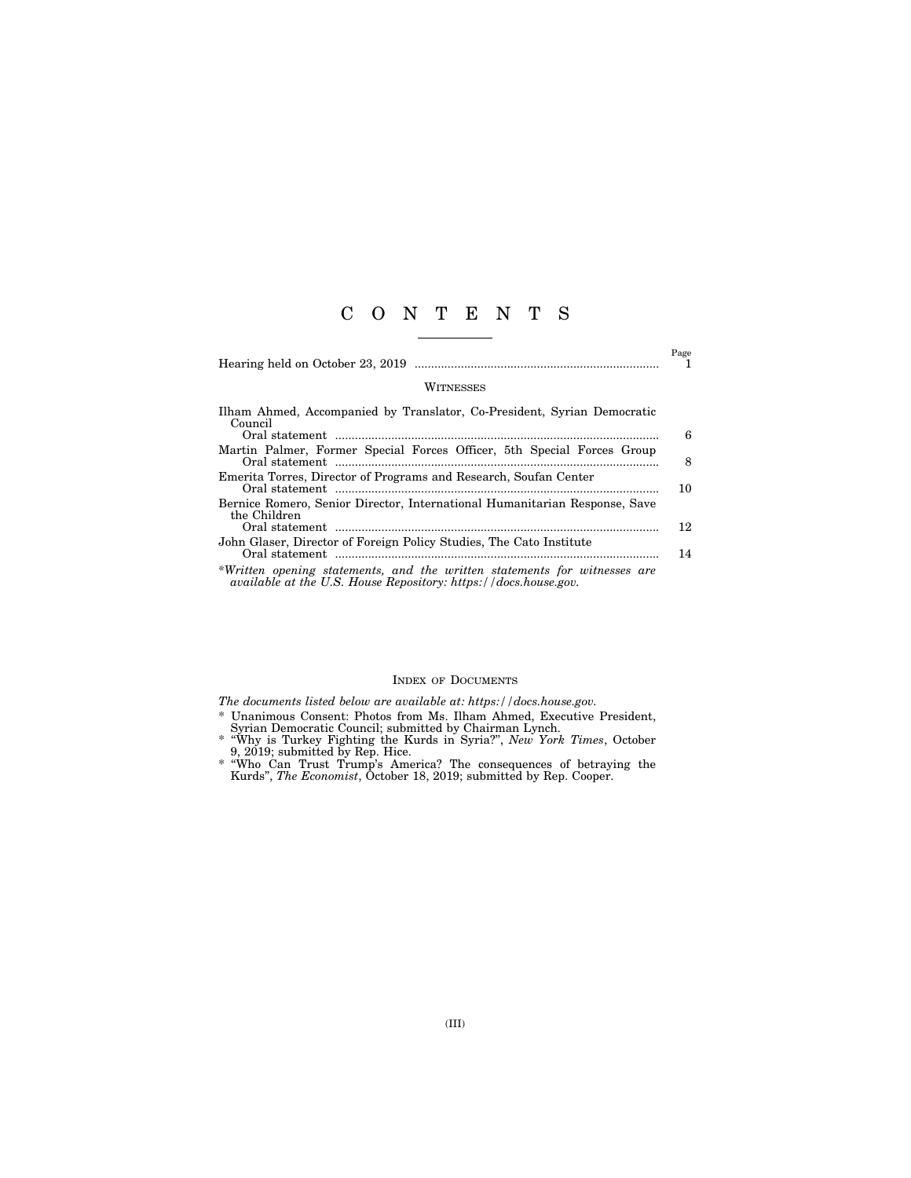# C O N T E N T S

| | Page |
|---|---|
| Hearing held on October 23, 2019 | 1 |

## WITNESSES

| | |
|---|---|
| Ilham Ahmed, Accompanied by Translator, Co-President, Syrian Democratic Council | |
| Oral statement | 6 |
| Martin Palmer, Former Special Forces Officer, 5th Special Forces Group | |
| Oral statement | 8 |
| Emerita Torres, Director of Programs and Research, Soufan Center | |
| Oral statement | 10 |
| Bernice Romero, Senior Director, International Humanitarian Response, Save the Children | |
| Oral statement | 12 |
| John Glaser, Director of Foreign Policy Studies, The Cato Institute | |
| Oral statement | 14 |

**Written opening statements, and the written statements for witnesses are available at the U.S. House Repository: https://docs.house.gov.*

## INDEX OF DOCUMENTS

*The documents listed below are available at: https://docs.house.gov.*

* Unanimous Consent: Photos from Ms. Ilham Ahmed, Executive President, Syrian Democratic Council; submitted by Chairman Lynch.
* "Why is Turkey Fighting the Kurds in Syria?", *New York Times*, October 9, 2019; submitted by Rep. Hice.
* "Who Can Trust Trump's America? The consequences of betraying the Kurds", *The Economist*, October 18, 2019; submitted by Rep. Cooper.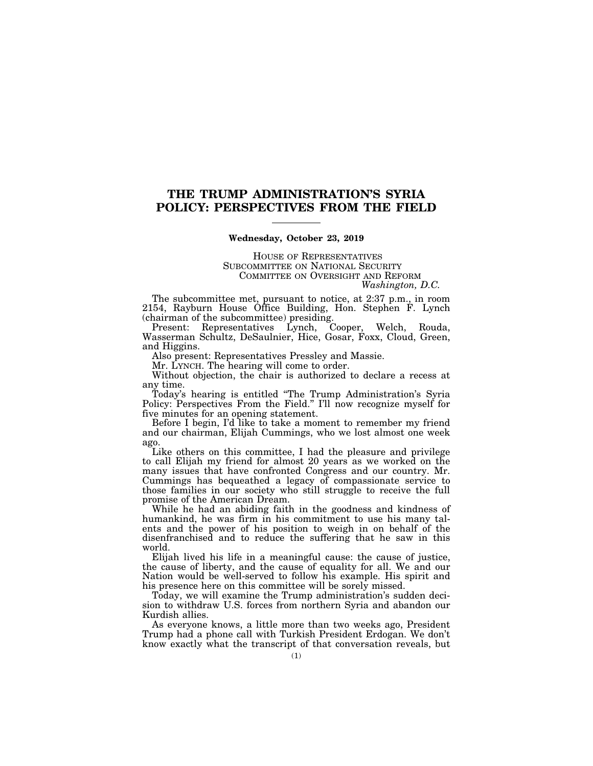# THE TRUMP ADMINISTRATION'S SYRIA POLICY: PERSPECTIVES FROM THE FIELD

**Wednesday, October 23, 2019**

HOUSE OF REPRESENTATIVES
SUBCOMMITTEE ON NATIONAL SECURITY
COMMITTEE ON OVERSIGHT AND REFORM
*Washington, D.C.*

The subcommittee met, pursuant to notice, at 2:37 p.m., in room 2154, Rayburn House Office Building, Hon. Stephen F. Lynch (chairman of the subcommittee) presiding.

Present: Representatives Lynch, Cooper, Welch, Rouda, Wasserman Schultz, DeSaulnier, Hice, Gosar, Foxx, Cloud, Green, and Higgins.

Also present: Representatives Pressley and Massie.

Mr. LYNCH. The hearing will come to order.

Without objection, the chair is authorized to declare a recess at any time.

Today's hearing is entitled "The Trump Administration's Syria Policy: Perspectives From the Field." I'll now recognize myself for five minutes for an opening statement.

Before I begin, I'd like to take a moment to remember my friend and our chairman, Elijah Cummings, who we lost almost one week ago.

Like others on this committee, I had the pleasure and privilege to call Elijah my friend for almost 20 years as we worked on the many issues that have confronted Congress and our country. Mr. Cummings has bequeathed a legacy of compassionate service to those families in our society who still struggle to receive the full promise of the American Dream.

While he had an abiding faith in the goodness and kindness of humankind, he was firm in his commitment to use his many talents and the power of his position to weigh in on behalf of the disenfranchised and to reduce the suffering that he saw in this world.

Elijah lived his life in a meaningful cause: the cause of justice, the cause of liberty, and the cause of equality for all. We and our Nation would be well-served to follow his example. His spirit and his presence here on this committee will be sorely missed.

Today, we will examine the Trump administration's sudden decision to withdraw U.S. forces from northern Syria and abandon our Kurdish allies.

As everyone knows, a little more than two weeks ago, President Trump had a phone call with Turkish President Erdogan. We don't know exactly what the transcript of that conversation reveals, but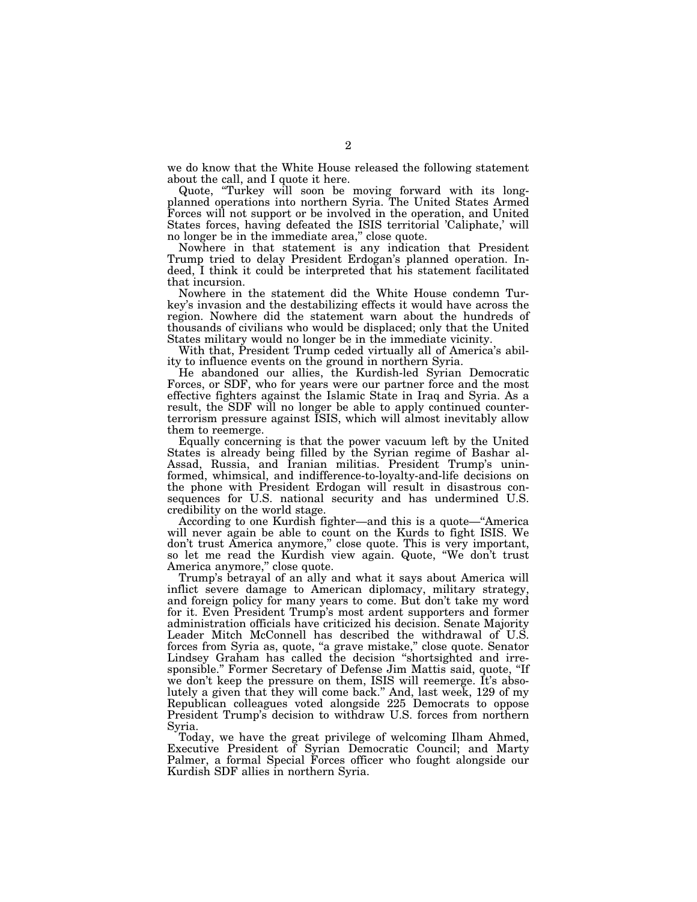we do know that the White House released the following statement about the call, and I quote it here.

Quote, "Turkey will soon be moving forward with its long-planned operations into northern Syria. The United States Armed Forces will not support or be involved in the operation, and United States forces, having defeated the ISIS territorial 'Caliphate,' will no longer be in the immediate area," close quote.

Nowhere in that statement is any indication that President Trump tried to delay President Erdogan's planned operation. Indeed, I think it could be interpreted that his statement facilitated that incursion.

Nowhere in the statement did the White House condemn Turkey's invasion and the destabilizing effects it would have across the region. Nowhere did the statement warn about the hundreds of thousands of civilians who would be displaced; only that the United States military would no longer be in the immediate vicinity.

With that, President Trump ceded virtually all of America's ability to influence events on the ground in northern Syria.

He abandoned our allies, the Kurdish-led Syrian Democratic Forces, or SDF, who for years were our partner force and the most effective fighters against the Islamic State in Iraq and Syria. As a result, the SDF will no longer be able to apply continued counterterrorism pressure against ISIS, which will almost inevitably allow them to reemerge.

Equally concerning is that the power vacuum left by the United States is already being filled by the Syrian regime of Bashar al-Assad, Russia, and Iranian militias. President Trump's uninformed, whimsical, and indifference-to-loyalty-and-life decisions on the phone with President Erdogan will result in disastrous consequences for U.S. national security and has undermined U.S. credibility on the world stage.

According to one Kurdish fighter—and this is a quote—"America will never again be able to count on the Kurds to fight ISIS. We don't trust America anymore," close quote. This is very important, so let me read the Kurdish view again. Quote, "We don't trust America anymore," close quote.

Trump's betrayal of an ally and what it says about America will inflict severe damage to American diplomacy, military strategy, and foreign policy for many years to come. But don't take my word for it. Even President Trump's most ardent supporters and former administration officials have criticized his decision. Senate Majority Leader Mitch McConnell has described the withdrawal of U.S. forces from Syria as, quote, "a grave mistake," close quote. Senator Lindsey Graham has called the decision "shortsighted and irresponsible." Former Secretary of Defense Jim Mattis said, quote, "If we don't keep the pressure on them, ISIS will reemerge. It's absolutely a given that they will come back." And, last week, 129 of my Republican colleagues voted alongside 225 Democrats to oppose President Trump's decision to withdraw U.S. forces from northern Syria.

Today, we have the great privilege of welcoming Ilham Ahmed, Executive President of Syrian Democratic Council; and Marty Palmer, a formal Special Forces officer who fought alongside our Kurdish SDF allies in northern Syria.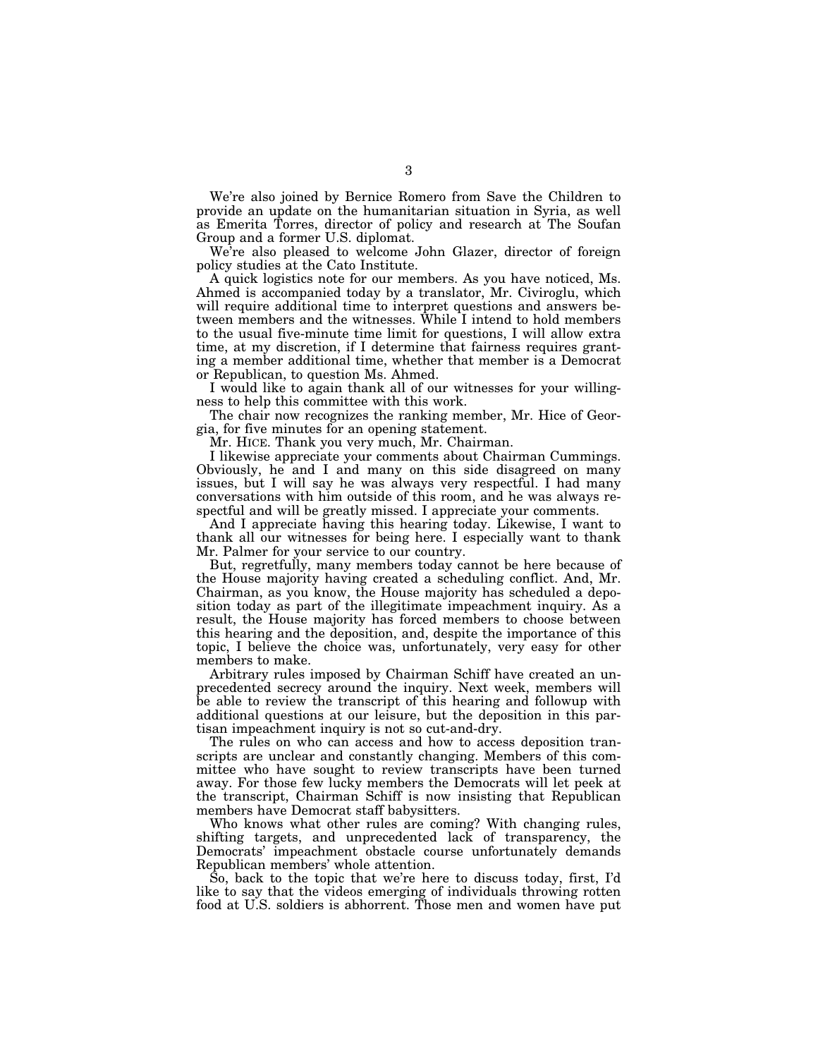We're also joined by Bernice Romero from Save the Children to provide an update on the humanitarian situation in Syria, as well as Emerita Torres, director of policy and research at The Soufan Group and a former U.S. diplomat.

We're also pleased to welcome John Glazer, director of foreign policy studies at the Cato Institute.

A quick logistics note for our members. As you have noticed, Ms. Ahmed is accompanied today by a translator, Mr. Civiroglu, which will require additional time to interpret questions and answers between members and the witnesses. While I intend to hold members to the usual five-minute time limit for questions, I will allow extra time, at my discretion, if I determine that fairness requires granting a member additional time, whether that member is a Democrat or Republican, to question Ms. Ahmed.

I would like to again thank all of our witnesses for your willingness to help this committee with this work.

The chair now recognizes the ranking member, Mr. Hice of Georgia, for five minutes for an opening statement.

Mr. HICE. Thank you very much, Mr. Chairman.

I likewise appreciate your comments about Chairman Cummings. Obviously, he and I and many on this side disagreed on many issues, but I will say he was always very respectful. I had many conversations with him outside of this room, and he was always respectful and will be greatly missed. I appreciate your comments.

And I appreciate having this hearing today. Likewise, I want to thank all our witnesses for being here. I especially want to thank Mr. Palmer for your service to our country.

But, regretfully, many members today cannot be here because of the House majority having created a scheduling conflict. And, Mr. Chairman, as you know, the House majority has scheduled a deposition today as part of the illegitimate impeachment inquiry. As a result, the House majority has forced members to choose between this hearing and the deposition, and, despite the importance of this topic, I believe the choice was, unfortunately, very easy for other members to make.

Arbitrary rules imposed by Chairman Schiff have created an unprecedented secrecy around the inquiry. Next week, members will be able to review the transcript of this hearing and followup with additional questions at our leisure, but the deposition in this partisan impeachment inquiry is not so cut-and-dry.

The rules on who can access and how to access deposition transcripts are unclear and constantly changing. Members of this committee who have sought to review transcripts have been turned away. For those few lucky members the Democrats will let peek at the transcript, Chairman Schiff is now insisting that Republican members have Democrat staff babysitters.

Who knows what other rules are coming? With changing rules, shifting targets, and unprecedented lack of transparency, the Democrats' impeachment obstacle course unfortunately demands Republican members' whole attention.

So, back to the topic that we're here to discuss today, first, I'd like to say that the videos emerging of individuals throwing rotten food at U.S. soldiers is abhorrent. Those men and women have put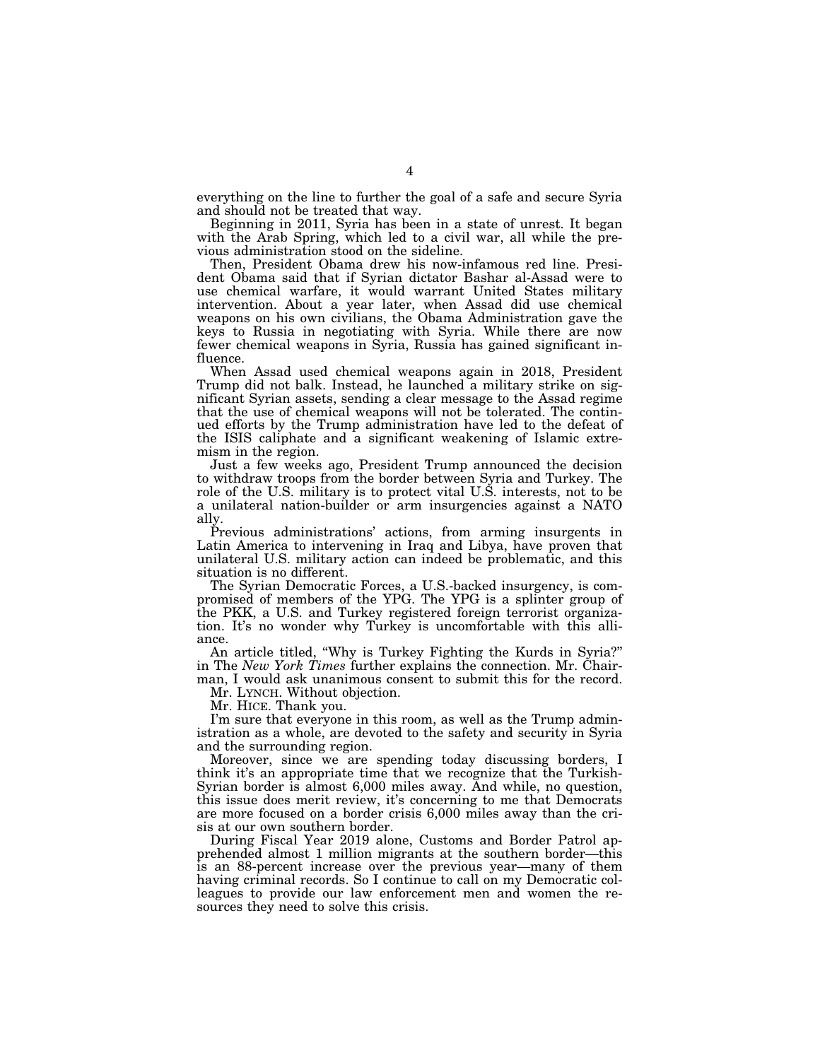everything on the line to further the goal of a safe and secure Syria and should not be treated that way.

Beginning in 2011, Syria has been in a state of unrest. It began with the Arab Spring, which led to a civil war, all while the previous administration stood on the sideline.

Then, President Obama drew his now-infamous red line. President Obama said that if Syrian dictator Bashar al-Assad were to use chemical warfare, it would warrant United States military intervention. About a year later, when Assad did use chemical weapons on his own civilians, the Obama Administration gave the keys to Russia in negotiating with Syria. While there are now fewer chemical weapons in Syria, Russia has gained significant influence.

When Assad used chemical weapons again in 2018, President Trump did not balk. Instead, he launched a military strike on significant Syrian assets, sending a clear message to the Assad regime that the use of chemical weapons will not be tolerated. The continued efforts by the Trump administration have led to the defeat of the ISIS caliphate and a significant weakening of Islamic extremism in the region.

Just a few weeks ago, President Trump announced the decision to withdraw troops from the border between Syria and Turkey. The role of the U.S. military is to protect vital U.S. interests, not to be a unilateral nation-builder or arm insurgencies against a NATO ally.

Previous administrations' actions, from arming insurgents in Latin America to intervening in Iraq and Libya, have proven that unilateral U.S. military action can indeed be problematic, and this situation is no different.

The Syrian Democratic Forces, a U.S.-backed insurgency, is compromised of members of the YPG. The YPG is a splinter group of the PKK, a U.S. and Turkey registered foreign terrorist organization. It's no wonder why Turkey is uncomfortable with this alliance.

An article titled, "Why is Turkey Fighting the Kurds in Syria?" in The *New York Times* further explains the connection. Mr. Chairman, I would ask unanimous consent to submit this for the record.

Mr. LYNCH. Without objection.

Mr. HICE. Thank you.

I'm sure that everyone in this room, as well as the Trump administration as a whole, are devoted to the safety and security in Syria and the surrounding region.

Moreover, since we are spending today discussing borders, I think it's an appropriate time that we recognize that the Turkish-Syrian border is almost 6,000 miles away. And while, no question, this issue does merit review, it's concerning to me that Democrats are more focused on a border crisis 6,000 miles away than the crisis at our own southern border.

During Fiscal Year 2019 alone, Customs and Border Patrol apprehended almost 1 million migrants at the southern border—this is an 88-percent increase over the previous year—many of them having criminal records. So I continue to call on my Democratic colleagues to provide our law enforcement men and women the resources they need to solve this crisis.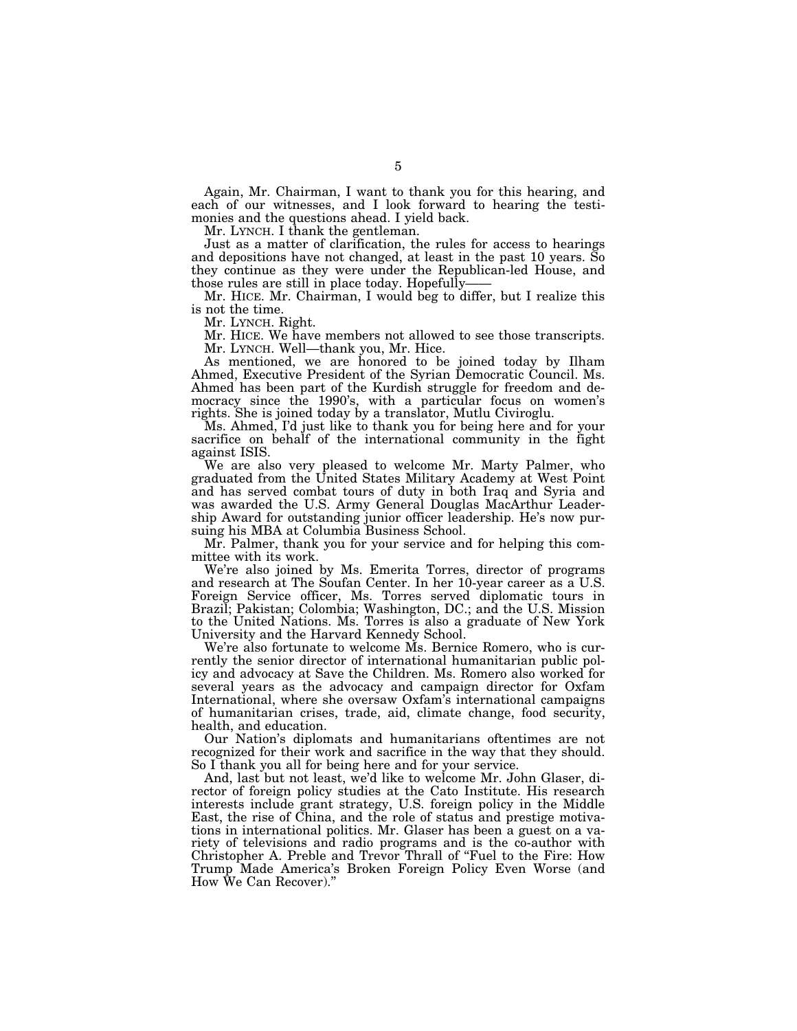Again, Mr. Chairman, I want to thank you for this hearing, and each of our witnesses, and I look forward to hearing the testimonies and the questions ahead. I yield back.

Mr. LYNCH. I thank the gentleman.

Just as a matter of clarification, the rules for access to hearings and depositions have not changed, at least in the past 10 years. So they continue as they were under the Republican-led House, and those rules are still in place today. Hopefully——

Mr. HICE. Mr. Chairman, I would beg to differ, but I realize this is not the time.

Mr. LYNCH. Right.

Mr. HICE. We have members not allowed to see those transcripts.

Mr. LYNCH. Well—thank you, Mr. Hice.

As mentioned, we are honored to be joined today by Ilham Ahmed, Executive President of the Syrian Democratic Council. Ms. Ahmed has been part of the Kurdish struggle for freedom and democracy since the 1990's, with a particular focus on women's rights. She is joined today by a translator, Mutlu Civiroglu.

Ms. Ahmed, I'd just like to thank you for being here and for your sacrifice on behalf of the international community in the fight against ISIS.

We are also very pleased to welcome Mr. Marty Palmer, who graduated from the United States Military Academy at West Point and has served combat tours of duty in both Iraq and Syria and was awarded the U.S. Army General Douglas MacArthur Leadership Award for outstanding junior officer leadership. He's now pursuing his MBA at Columbia Business School.

Mr. Palmer, thank you for your service and for helping this committee with its work.

We're also joined by Ms. Emerita Torres, director of programs and research at The Soufan Center. In her 10-year career as a U.S. Foreign Service officer, Ms. Torres served diplomatic tours in Brazil; Pakistan; Colombia; Washington, DC.; and the U.S. Mission to the United Nations. Ms. Torres is also a graduate of New York University and the Harvard Kennedy School.

We're also fortunate to welcome Ms. Bernice Romero, who is currently the senior director of international humanitarian public policy and advocacy at Save the Children. Ms. Romero also worked for several years as the advocacy and campaign director for Oxfam International, where she oversaw Oxfam's international campaigns of humanitarian crises, trade, aid, climate change, food security, health, and education.

Our Nation's diplomats and humanitarians oftentimes are not recognized for their work and sacrifice in the way that they should. So I thank you all for being here and for your service.

And, last but not least, we'd like to welcome Mr. John Glaser, director of foreign policy studies at the Cato Institute. His research interests include grant strategy, U.S. foreign policy in the Middle East, the rise of China, and the role of status and prestige motivations in international politics. Mr. Glaser has been a guest on a variety of televisions and radio programs and is the co-author with Christopher A. Preble and Trevor Thrall of "Fuel to the Fire: How Trump Made America's Broken Foreign Policy Even Worse (and How We Can Recover)."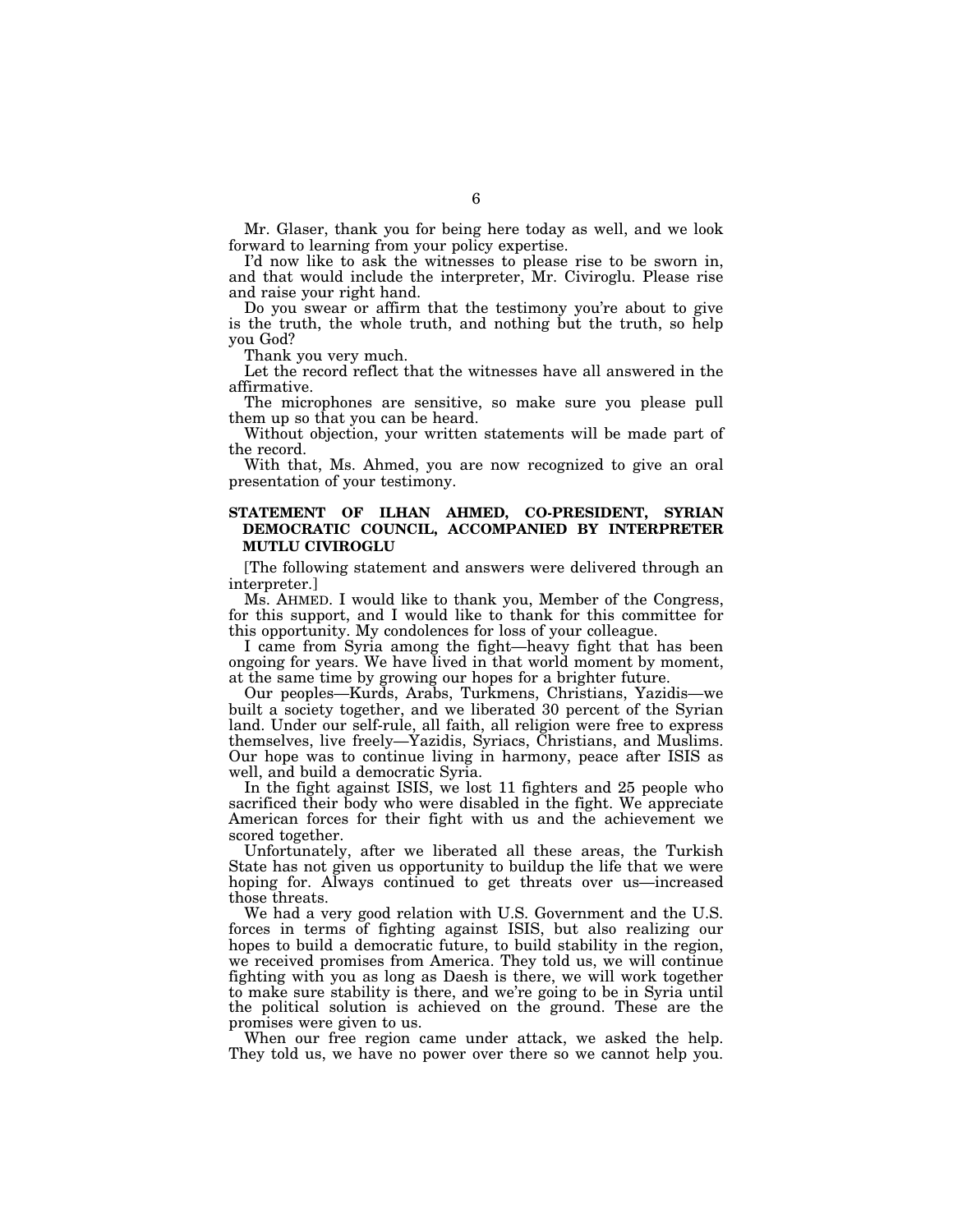Mr. Glaser, thank you for being here today as well, and we look forward to learning from your policy expertise.

I'd now like to ask the witnesses to please rise to be sworn in, and that would include the interpreter, Mr. Civiroglu. Please rise and raise your right hand.

Do you swear or affirm that the testimony you're about to give is the truth, the whole truth, and nothing but the truth, so help you God?

Thank you very much.

Let the record reflect that the witnesses have all answered in the affirmative.

The microphones are sensitive, so make sure you please pull them up so that you can be heard.

Without objection, your written statements will be made part of the record.

With that, Ms. Ahmed, you are now recognized to give an oral presentation of your testimony.

## STATEMENT OF ILHAN AHMED, CO-PRESIDENT, SYRIAN DEMOCRATIC COUNCIL, ACCOMPANIED BY INTERPRETER MUTLU CIVIROGLU

[The following statement and answers were delivered through an interpreter.]

Ms. AHMED. I would like to thank you, Member of the Congress, for this support, and I would like to thank for this committee for this opportunity. My condolences for loss of your colleague.

I came from Syria among the fight—heavy fight that has been ongoing for years. We have lived in that world moment by moment, at the same time by growing our hopes for a brighter future.

Our peoples—Kurds, Arabs, Turkmens, Christians, Yazidis—we built a society together, and we liberated 30 percent of the Syrian land. Under our self-rule, all faith, all religion were free to express themselves, live freely—Yazidis, Syriacs, Christians, and Muslims. Our hope was to continue living in harmony, peace after ISIS as well, and build a democratic Syria.

In the fight against ISIS, we lost 11 fighters and 25 people who sacrificed their body who were disabled in the fight. We appreciate American forces for their fight with us and the achievement we scored together.

Unfortunately, after we liberated all these areas, the Turkish State has not given us opportunity to buildup the life that we were hoping for. Always continued to get threats over us—increased those threats.

We had a very good relation with U.S. Government and the U.S. forces in terms of fighting against ISIS, but also realizing our hopes to build a democratic future, to build stability in the region, we received promises from America. They told us, we will continue fighting with you as long as Daesh is there, we will work together to make sure stability is there, and we're going to be in Syria until the political solution is achieved on the ground. These are the promises were given to us.

When our free region came under attack, we asked the help. They told us, we have no power over there so we cannot help you.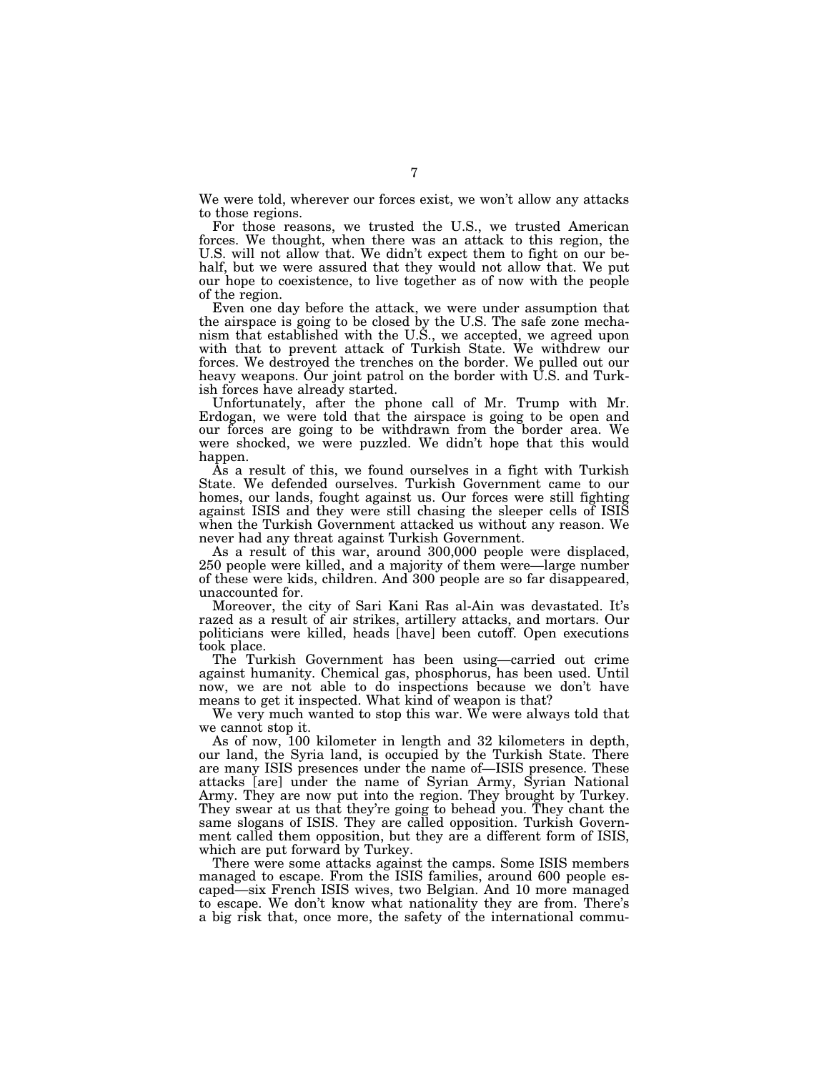We were told, wherever our forces exist, we won't allow any attacks to those regions.

For those reasons, we trusted the U.S., we trusted American forces. We thought, when there was an attack to this region, the U.S. will not allow that. We didn't expect them to fight on our behalf, but we were assured that they would not allow that. We put our hope to coexistence, to live together as of now with the people of the region.

Even one day before the attack, we were under assumption that the airspace is going to be closed by the U.S. The safe zone mechanism that established with the U.S., we accepted, we agreed upon with that to prevent attack of Turkish State. We withdrew our forces. We destroyed the trenches on the border. We pulled out our heavy weapons. Our joint patrol on the border with U.S. and Turkish forces have already started.

Unfortunately, after the phone call of Mr. Trump with Mr. Erdogan, we were told that the airspace is going to be open and our forces are going to be withdrawn from the border area. We were shocked, we were puzzled. We didn't hope that this would happen.

As a result of this, we found ourselves in a fight with Turkish State. We defended ourselves. Turkish Government came to our homes, our lands, fought against us. Our forces were still fighting against ISIS and they were still chasing the sleeper cells of ISIS when the Turkish Government attacked us without any reason. We never had any threat against Turkish Government.

As a result of this war, around 300,000 people were displaced, 250 people were killed, and a majority of them were—large number of these were kids, children. And 300 people are so far disappeared, unaccounted for.

Moreover, the city of Sari Kani Ras al-Ain was devastated. It's razed as a result of air strikes, artillery attacks, and mortars. Our politicians were killed, heads [have] been cutoff. Open executions took place.

The Turkish Government has been using—carried out crime against humanity. Chemical gas, phosphorus, has been used. Until now, we are not able to do inspections because we don't have means to get it inspected. What kind of weapon is that?

We very much wanted to stop this war. We were always told that we cannot stop it.

As of now, 100 kilometer in length and 32 kilometers in depth, our land, the Syria land, is occupied by the Turkish State. There are many ISIS presences under the name of—ISIS presence. These attacks [are] under the name of Syrian Army, Syrian National Army. They are now put into the region. They brought by Turkey. They swear at us that they're going to behead you. They chant the same slogans of ISIS. They are called opposition. Turkish Government called them opposition, but they are a different form of ISIS, which are put forward by Turkey.

There were some attacks against the camps. Some ISIS members managed to escape. From the ISIS families, around 600 people escaped—six French ISIS wives, two Belgian. And 10 more managed to escape. We don't know what nationality they are from. There's a big risk that, once more, the safety of the international commu-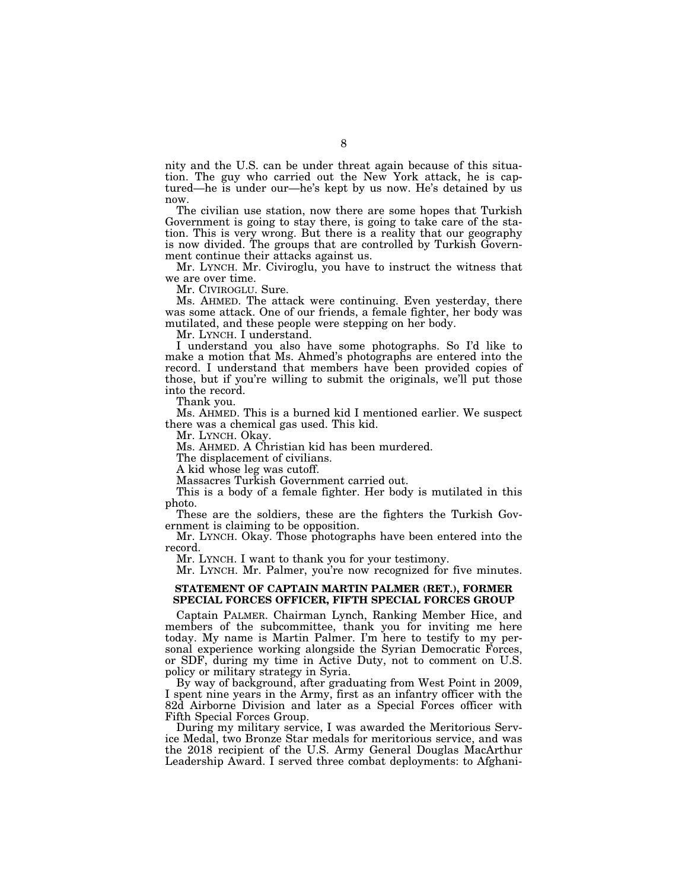nity and the U.S. can be under threat again because of this situation. The guy who carried out the New York attack, he is captured—he is under our—he's kept by us now. He's detained by us now.

The civilian use station, now there are some hopes that Turkish Government is going to stay there, is going to take care of the station. This is very wrong. But there is a reality that our geography is now divided. The groups that are controlled by Turkish Government continue their attacks against us.

Mr. LYNCH. Mr. Civiroglu, you have to instruct the witness that we are over time.

Mr. CIVIROGLU. Sure.

Ms. AHMED. The attack were continuing. Even yesterday, there was some attack. One of our friends, a female fighter, her body was mutilated, and these people were stepping on her body.

Mr. LYNCH. I understand.

I understand you also have some photographs. So I'd like to make a motion that Ms. Ahmed's photographs are entered into the record. I understand that members have been provided copies of those, but if you're willing to submit the originals, we'll put those into the record.

Thank you.

Ms. AHMED. This is a burned kid I mentioned earlier. We suspect there was a chemical gas used. This kid.

Mr. LYNCH. Okay.

Ms. AHMED. A Christian kid has been murdered.

The displacement of civilians.

A kid whose leg was cutoff.

Massacres Turkish Government carried out.

This is a body of a female fighter. Her body is mutilated in this photo.

These are the soldiers, these are the fighters the Turkish Government is claiming to be opposition.

Mr. LYNCH. Okay. Those photographs have been entered into the record.

Mr. LYNCH. I want to thank you for your testimony.

Mr. LYNCH. Mr. Palmer, you're now recognized for five minutes.

## STATEMENT OF CAPTAIN MARTIN PALMER (RET.), FORMER SPECIAL FORCES OFFICER, FIFTH SPECIAL FORCES GROUP

Captain PALMER. Chairman Lynch, Ranking Member Hice, and members of the subcommittee, thank you for inviting me here today. My name is Martin Palmer. I'm here to testify to my personal experience working alongside the Syrian Democratic Forces, or SDF, during my time in Active Duty, not to comment on U.S. policy or military strategy in Syria.

By way of background, after graduating from West Point in 2009, I spent nine years in the Army, first as an infantry officer with the 82d Airborne Division and later as a Special Forces officer with Fifth Special Forces Group.

During my military service, I was awarded the Meritorious Service Medal, two Bronze Star medals for meritorious service, and was the 2018 recipient of the U.S. Army General Douglas MacArthur Leadership Award. I served three combat deployments: to Afghani-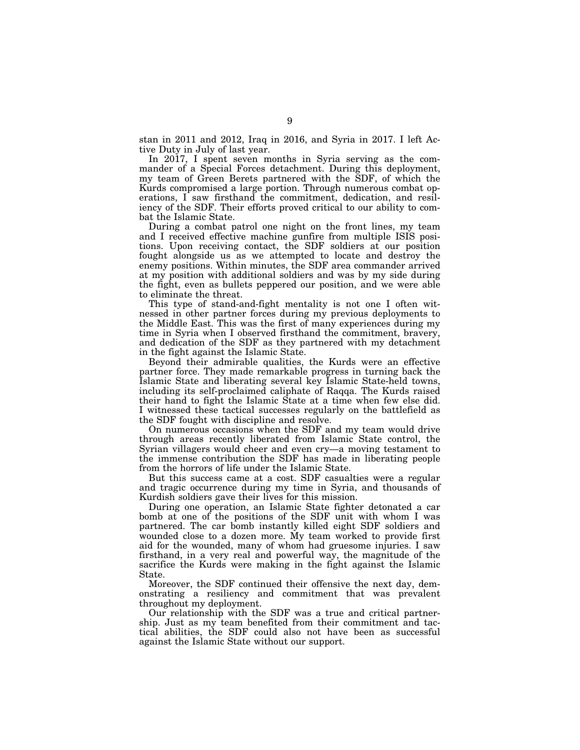stan in 2011 and 2012, Iraq in 2016, and Syria in 2017. I left Active Duty in July of last year.

In 2017, I spent seven months in Syria serving as the commander of a Special Forces detachment. During this deployment, my team of Green Berets partnered with the SDF, of which the Kurds compromised a large portion. Through numerous combat operations, I saw firsthand the commitment, dedication, and resiliency of the SDF. Their efforts proved critical to our ability to combat the Islamic State.

During a combat patrol one night on the front lines, my team and I received effective machine gunfire from multiple ISIS positions. Upon receiving contact, the SDF soldiers at our position fought alongside us as we attempted to locate and destroy the enemy positions. Within minutes, the SDF area commander arrived at my position with additional soldiers and was by my side during the fight, even as bullets peppered our position, and we were able to eliminate the threat.

This type of stand-and-fight mentality is not one I often witnessed in other partner forces during my previous deployments to the Middle East. This was the first of many experiences during my time in Syria when I observed firsthand the commitment, bravery, and dedication of the SDF as they partnered with my detachment in the fight against the Islamic State.

Beyond their admirable qualities, the Kurds were an effective partner force. They made remarkable progress in turning back the Islamic State and liberating several key Islamic State-held towns, including its self-proclaimed caliphate of Raqqa. The Kurds raised their hand to fight the Islamic State at a time when few else did. I witnessed these tactical successes regularly on the battlefield as the SDF fought with discipline and resolve.

On numerous occasions when the SDF and my team would drive through areas recently liberated from Islamic State control, the Syrian villagers would cheer and even cry—a moving testament to the immense contribution the SDF has made in liberating people from the horrors of life under the Islamic State.

But this success came at a cost. SDF casualties were a regular and tragic occurrence during my time in Syria, and thousands of Kurdish soldiers gave their lives for this mission.

During one operation, an Islamic State fighter detonated a car bomb at one of the positions of the SDF unit with whom I was partnered. The car bomb instantly killed eight SDF soldiers and wounded close to a dozen more. My team worked to provide first aid for the wounded, many of whom had gruesome injuries. I saw firsthand, in a very real and powerful way, the magnitude of the sacrifice the Kurds were making in the fight against the Islamic State.

Moreover, the SDF continued their offensive the next day, demonstrating a resiliency and commitment that was prevalent throughout my deployment.

Our relationship with the SDF was a true and critical partnership. Just as my team benefited from their commitment and tactical abilities, the SDF could also not have been as successful against the Islamic State without our support.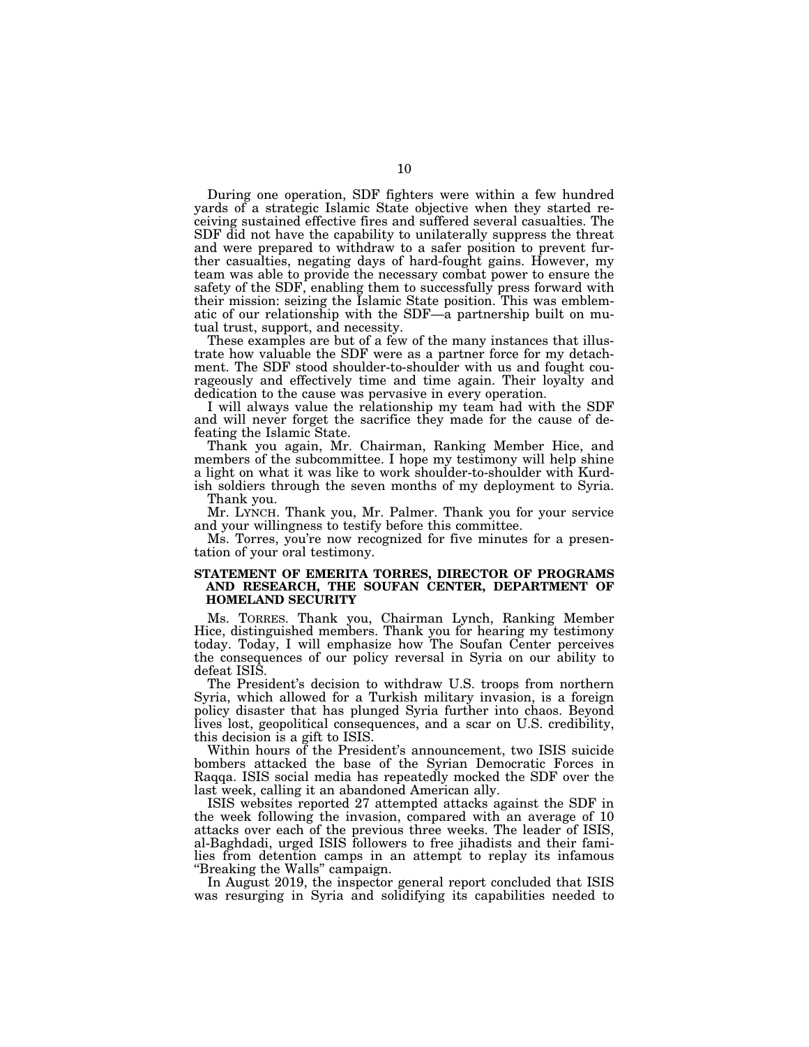During one operation, SDF fighters were within a few hundred yards of a strategic Islamic State objective when they started receiving sustained effective fires and suffered several casualties. The SDF did not have the capability to unilaterally suppress the threat and were prepared to withdraw to a safer position to prevent further casualties, negating days of hard-fought gains. However, my team was able to provide the necessary combat power to ensure the safety of the SDF, enabling them to successfully press forward with their mission: seizing the Islamic State position. This was emblematic of our relationship with the SDF—a partnership built on mutual trust, support, and necessity.

These examples are but of a few of the many instances that illustrate how valuable the SDF were as a partner force for my detachment. The SDF stood shoulder-to-shoulder with us and fought courageously and effectively time and time again. Their loyalty and dedication to the cause was pervasive in every operation.

I will always value the relationship my team had with the SDF and will never forget the sacrifice they made for the cause of defeating the Islamic State.

Thank you again, Mr. Chairman, Ranking Member Hice, and members of the subcommittee. I hope my testimony will help shine a light on what it was like to work shoulder-to-shoulder with Kurdish soldiers through the seven months of my deployment to Syria.

Thank you.

Mr. LYNCH. Thank you, Mr. Palmer. Thank you for your service and your willingness to testify before this committee.

Ms. Torres, you're now recognized for five minutes for a presentation of your oral testimony.

### STATEMENT OF EMERITA TORRES, DIRECTOR OF PROGRAMS AND RESEARCH, THE SOUFAN CENTER, DEPARTMENT OF HOMELAND SECURITY

Ms. TORRES. Thank you, Chairman Lynch, Ranking Member Hice, distinguished members. Thank you for hearing my testimony today. Today, I will emphasize how The Soufan Center perceives the consequences of our policy reversal in Syria on our ability to defeat ISIS.

The President's decision to withdraw U.S. troops from northern Syria, which allowed for a Turkish military invasion, is a foreign policy disaster that has plunged Syria further into chaos. Beyond lives lost, geopolitical consequences, and a scar on U.S. credibility, this decision is a gift to ISIS.

Within hours of the President's announcement, two ISIS suicide bombers attacked the base of the Syrian Democratic Forces in Raqqa. ISIS social media has repeatedly mocked the SDF over the last week, calling it an abandoned American ally.

ISIS websites reported 27 attempted attacks against the SDF in the week following the invasion, compared with an average of 10 attacks over each of the previous three weeks. The leader of ISIS, al-Baghdadi, urged ISIS followers to free jihadists and their families from detention camps in an attempt to replay its infamous "Breaking the Walls" campaign.

In August 2019, the inspector general report concluded that ISIS was resurging in Syria and solidifying its capabilities needed to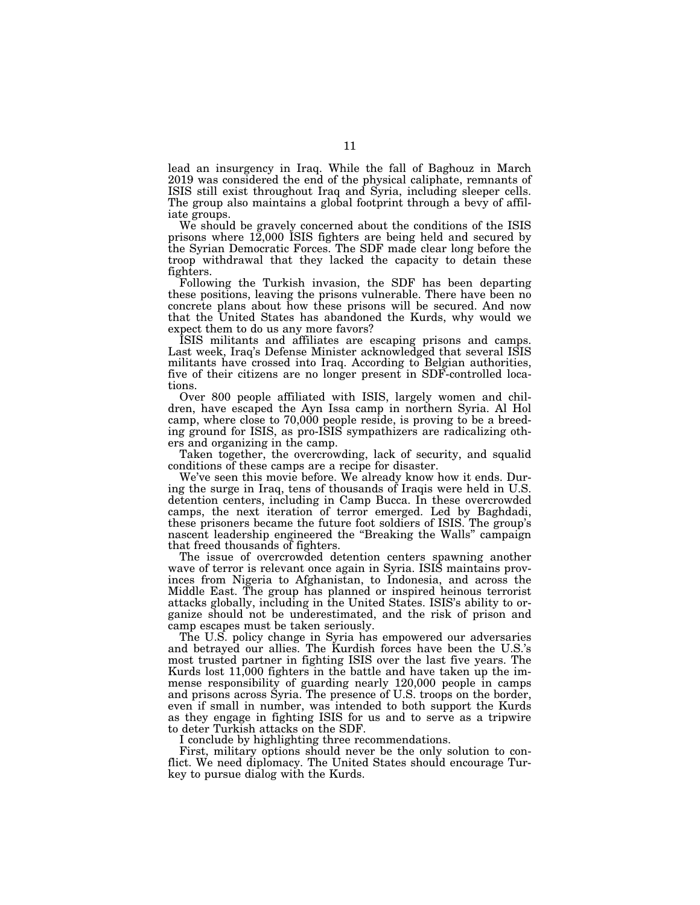lead an insurgency in Iraq. While the fall of Baghouz in March 2019 was considered the end of the physical caliphate, remnants of ISIS still exist throughout Iraq and Syria, including sleeper cells. The group also maintains a global footprint through a bevy of affiliate groups.

We should be gravely concerned about the conditions of the ISIS prisons where 12,000 ISIS fighters are being held and secured by the Syrian Democratic Forces. The SDF made clear long before the troop withdrawal that they lacked the capacity to detain these fighters.

Following the Turkish invasion, the SDF has been departing these positions, leaving the prisons vulnerable. There have been no concrete plans about how these prisons will be secured. And now that the United States has abandoned the Kurds, why would we expect them to do us any more favors?

ISIS militants and affiliates are escaping prisons and camps. Last week, Iraq's Defense Minister acknowledged that several ISIS militants have crossed into Iraq. According to Belgian authorities, five of their citizens are no longer present in SDF-controlled locations.

Over 800 people affiliated with ISIS, largely women and children, have escaped the Ayn Issa camp in northern Syria. Al Hol camp, where close to 70,000 people reside, is proving to be a breeding ground for ISIS, as pro-ISIS sympathizers are radicalizing others and organizing in the camp.

Taken together, the overcrowding, lack of security, and squalid conditions of these camps are a recipe for disaster.

We've seen this movie before. We already know how it ends. During the surge in Iraq, tens of thousands of Iraqis were held in U.S. detention centers, including in Camp Bucca. In these overcrowded camps, the next iteration of terror emerged. Led by Baghdadi, these prisoners became the future foot soldiers of ISIS. The group's nascent leadership engineered the "Breaking the Walls" campaign that freed thousands of fighters.

The issue of overcrowded detention centers spawning another wave of terror is relevant once again in Syria. ISIS maintains provinces from Nigeria to Afghanistan, to Indonesia, and across the Middle East. The group has planned or inspired heinous terrorist attacks globally, including in the United States. ISIS's ability to organize should not be underestimated, and the risk of prison and camp escapes must be taken seriously.

The U.S. policy change in Syria has empowered our adversaries and betrayed our allies. The Kurdish forces have been the U.S.'s most trusted partner in fighting ISIS over the last five years. The Kurds lost 11,000 fighters in the battle and have taken up the immense responsibility of guarding nearly 120,000 people in camps and prisons across Syria. The presence of U.S. troops on the border, even if small in number, was intended to both support the Kurds as they engage in fighting ISIS for us and to serve as a tripwire to deter Turkish attacks on the SDF.

I conclude by highlighting three recommendations.

First, military options should never be the only solution to conflict. We need diplomacy. The United States should encourage Turkey to pursue dialog with the Kurds.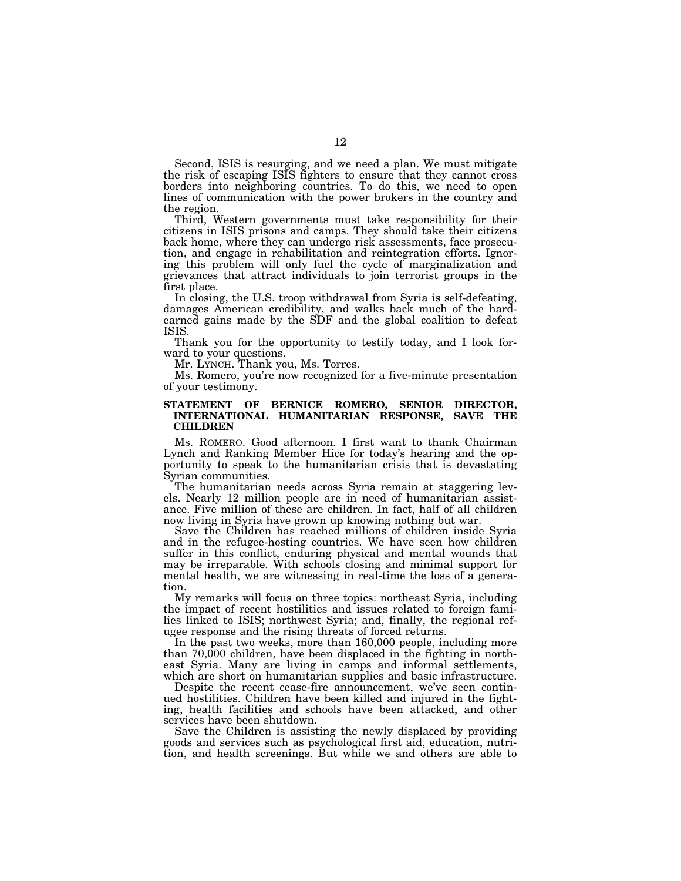Second, ISIS is resurging, and we need a plan. We must mitigate the risk of escaping ISIS fighters to ensure that they cannot cross borders into neighboring countries. To do this, we need to open lines of communication with the power brokers in the country and the region.

Third, Western governments must take responsibility for their citizens in ISIS prisons and camps. They should take their citizens back home, where they can undergo risk assessments, face prosecution, and engage in rehabilitation and reintegration efforts. Ignoring this problem will only fuel the cycle of marginalization and grievances that attract individuals to join terrorist groups in the first place.

In closing, the U.S. troop withdrawal from Syria is self-defeating, damages American credibility, and walks back much of the hard-earned gains made by the SDF and the global coalition to defeat ISIS.

Thank you for the opportunity to testify today, and I look forward to your questions.

Mr. LYNCH. Thank you, Ms. Torres.

Ms. Romero, you're now recognized for a five-minute presentation of your testimony.

## STATEMENT OF BERNICE ROMERO, SENIOR DIRECTOR, INTERNATIONAL HUMANITARIAN RESPONSE, SAVE THE CHILDREN

Ms. ROMERO. Good afternoon. I first want to thank Chairman Lynch and Ranking Member Hice for today's hearing and the opportunity to speak to the humanitarian crisis that is devastating Syrian communities.

The humanitarian needs across Syria remain at staggering levels. Nearly 12 million people are in need of humanitarian assistance. Five million of these are children. In fact, half of all children now living in Syria have grown up knowing nothing but war.

Save the Children has reached millions of children inside Syria and in the refugee-hosting countries. We have seen how children suffer in this conflict, enduring physical and mental wounds that may be irreparable. With schools closing and minimal support for mental health, we are witnessing in real-time the loss of a generation.

My remarks will focus on three topics: northeast Syria, including the impact of recent hostilities and issues related to foreign families linked to ISIS; northwest Syria; and, finally, the regional refugee response and the rising threats of forced returns.

In the past two weeks, more than 160,000 people, including more than 70,000 children, have been displaced in the fighting in northeast Syria. Many are living in camps and informal settlements, which are short on humanitarian supplies and basic infrastructure.

Despite the recent cease-fire announcement, we've seen continued hostilities. Children have been killed and injured in the fighting, health facilities and schools have been attacked, and other services have been shutdown.

Save the Children is assisting the newly displaced by providing goods and services such as psychological first aid, education, nutrition, and health screenings. But while we and others are able to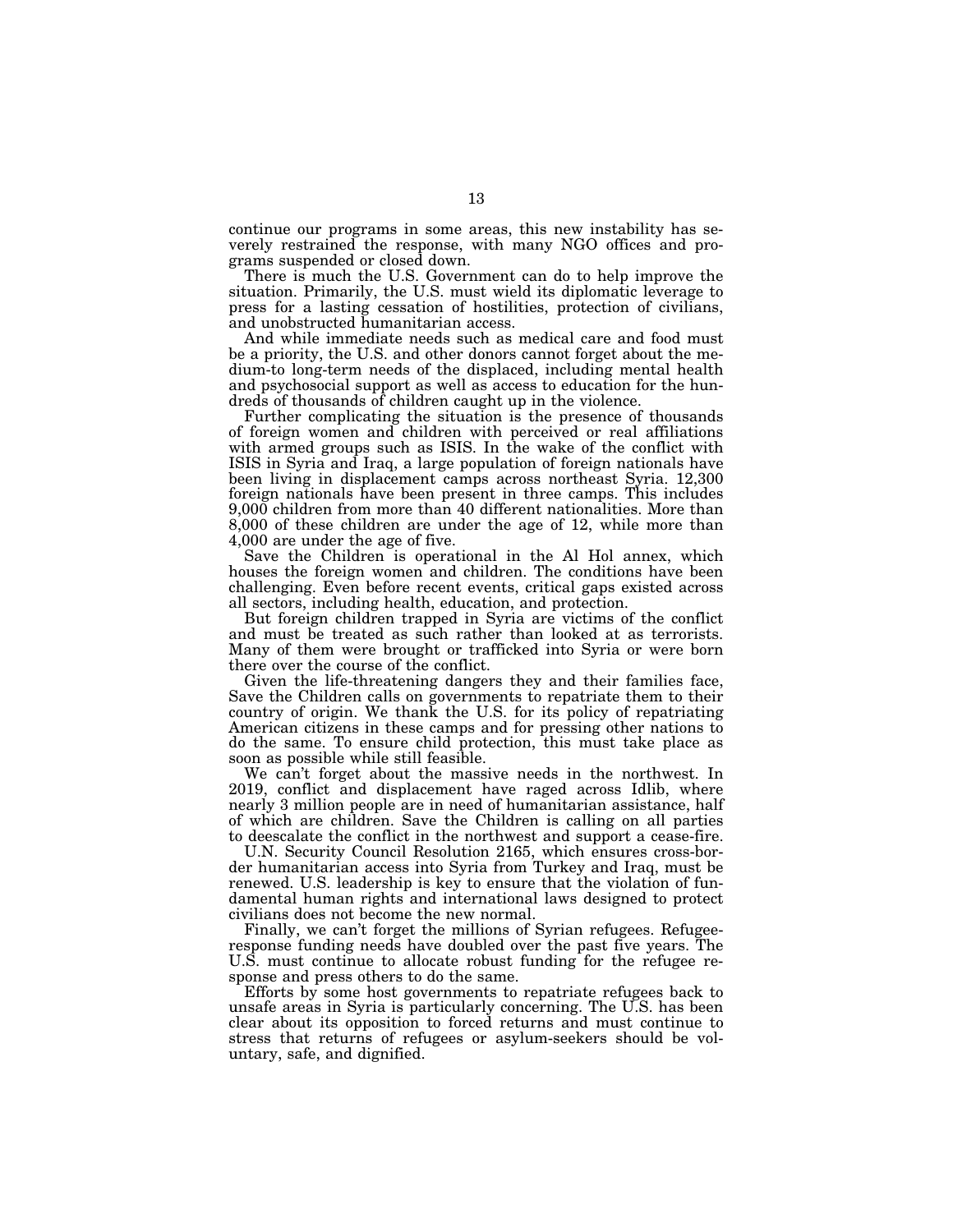continue our programs in some areas, this new instability has severely restrained the response, with many NGO offices and programs suspended or closed down.

There is much the U.S. Government can do to help improve the situation. Primarily, the U.S. must wield its diplomatic leverage to press for a lasting cessation of hostilities, protection of civilians, and unobstructed humanitarian access.

And while immediate needs such as medical care and food must be a priority, the U.S. and other donors cannot forget about the medium-to long-term needs of the displaced, including mental health and psychosocial support as well as access to education for the hundreds of thousands of children caught up in the violence.

Further complicating the situation is the presence of thousands of foreign women and children with perceived or real affiliations with armed groups such as ISIS. In the wake of the conflict with ISIS in Syria and Iraq, a large population of foreign nationals have been living in displacement camps across northeast Syria. 12,300 foreign nationals have been present in three camps. This includes 9,000 children from more than 40 different nationalities. More than 8,000 of these children are under the age of 12, while more than 4,000 are under the age of five.

Save the Children is operational in the Al Hol annex, which houses the foreign women and children. The conditions have been challenging. Even before recent events, critical gaps existed across all sectors, including health, education, and protection.

But foreign children trapped in Syria are victims of the conflict and must be treated as such rather than looked at as terrorists. Many of them were brought or trafficked into Syria or were born there over the course of the conflict.

Given the life-threatening dangers they and their families face, Save the Children calls on governments to repatriate them to their country of origin. We thank the U.S. for its policy of repatriating American citizens in these camps and for pressing other nations to do the same. To ensure child protection, this must take place as soon as possible while still feasible.

We can't forget about the massive needs in the northwest. In 2019, conflict and displacement have raged across Idlib, where nearly 3 million people are in need of humanitarian assistance, half of which are children. Save the Children is calling on all parties to deescalate the conflict in the northwest and support a cease-fire.

U.N. Security Council Resolution 2165, which ensures cross-border humanitarian access into Syria from Turkey and Iraq, must be renewed. U.S. leadership is key to ensure that the violation of fundamental human rights and international laws designed to protect civilians does not become the new normal.

Finally, we can't forget the millions of Syrian refugees. Refugee-response funding needs have doubled over the past five years. The U.S. must continue to allocate robust funding for the refugee response and press others to do the same.

Efforts by some host governments to repatriate refugees back to unsafe areas in Syria is particularly concerning. The U.S. has been clear about its opposition to forced returns and must continue to stress that returns of refugees or asylum-seekers should be voluntary, safe, and dignified.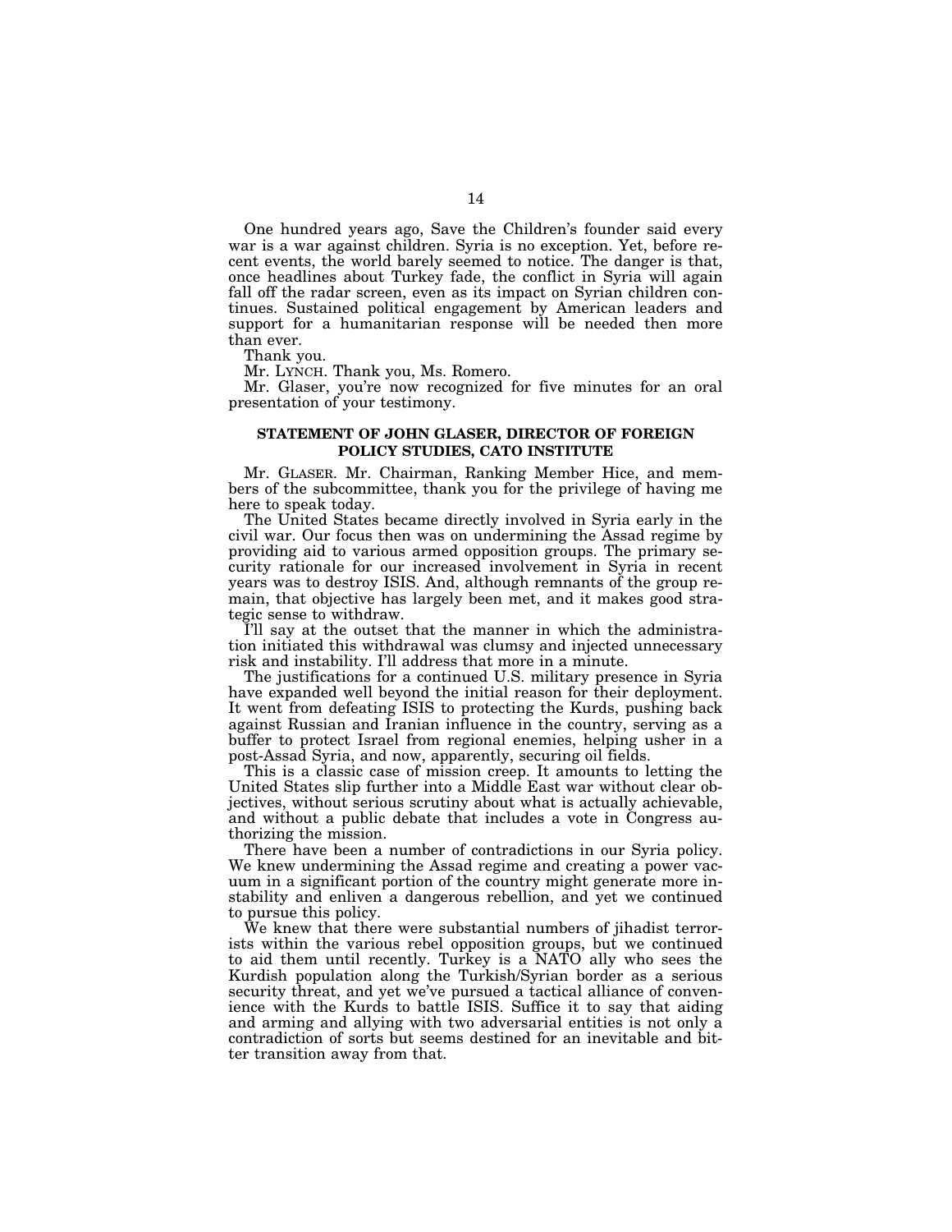One hundred years ago, Save the Children's founder said every war is a war against children. Syria is no exception. Yet, before recent events, the world barely seemed to notice. The danger is that, once headlines about Turkey fade, the conflict in Syria will again fall off the radar screen, even as its impact on Syrian children continues. Sustained political engagement by American leaders and support for a humanitarian response will be needed then more than ever.

Thank you.

Mr. LYNCH. Thank you, Ms. Romero.

Mr. Glaser, you're now recognized for five minutes for an oral presentation of your testimony.

## STATEMENT OF JOHN GLASER, DIRECTOR OF FOREIGN POLICY STUDIES, CATO INSTITUTE

Mr. GLASER. Mr. Chairman, Ranking Member Hice, and members of the subcommittee, thank you for the privilege of having me here to speak today.

The United States became directly involved in Syria early in the civil war. Our focus then was on undermining the Assad regime by providing aid to various armed opposition groups. The primary security rationale for our increased involvement in Syria in recent years was to destroy ISIS. And, although remnants of the group remain, that objective has largely been met, and it makes good strategic sense to withdraw.

I'll say at the outset that the manner in which the administration initiated this withdrawal was clumsy and injected unnecessary risk and instability. I'll address that more in a minute.

The justifications for a continued U.S. military presence in Syria have expanded well beyond the initial reason for their deployment. It went from defeating ISIS to protecting the Kurds, pushing back against Russian and Iranian influence in the country, serving as a buffer to protect Israel from regional enemies, helping usher in a post-Assad Syria, and now, apparently, securing oil fields.

This is a classic case of mission creep. It amounts to letting the United States slip further into a Middle East war without clear objectives, without serious scrutiny about what is actually achievable, and without a public debate that includes a vote in Congress authorizing the mission.

There have been a number of contradictions in our Syria policy. We knew undermining the Assad regime and creating a power vacuum in a significant portion of the country might generate more instability and enliven a dangerous rebellion, and yet we continued to pursue this policy.

We knew that there were substantial numbers of jihadist terrorists within the various rebel opposition groups, but we continued to aid them until recently. Turkey is a NATO ally who sees the Kurdish population along the Turkish/Syrian border as a serious security threat, and yet we've pursued a tactical alliance of convenience with the Kurds to battle ISIS. Suffice it to say that aiding and arming and allying with two adversarial entities is not only a contradiction of sorts but seems destined for an inevitable and bitter transition away from that.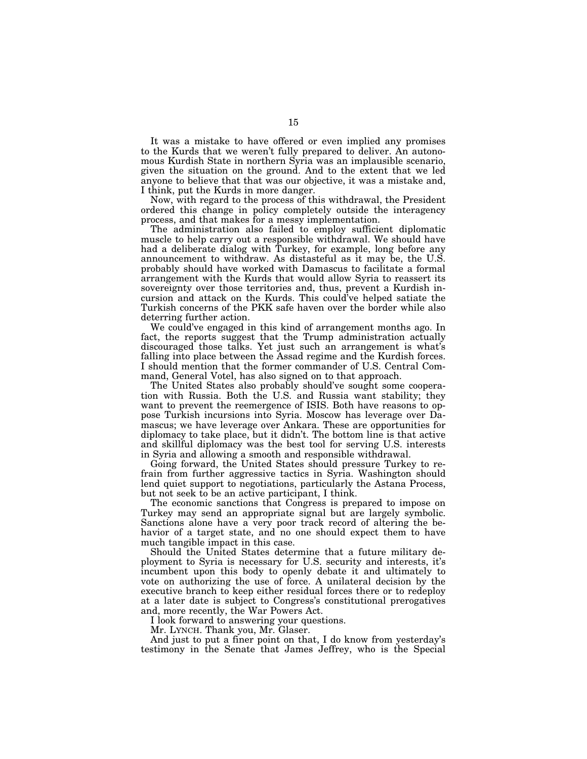It was a mistake to have offered or even implied any promises to the Kurds that we weren't fully prepared to deliver. An autonomous Kurdish State in northern Syria was an implausible scenario, given the situation on the ground. And to the extent that we led anyone to believe that that was our objective, it was a mistake and, I think, put the Kurds in more danger.

Now, with regard to the process of this withdrawal, the President ordered this change in policy completely outside the interagency process, and that makes for a messy implementation.

The administration also failed to employ sufficient diplomatic muscle to help carry out a responsible withdrawal. We should have had a deliberate dialog with Turkey, for example, long before any announcement to withdraw. As distasteful as it may be, the U.S. probably should have worked with Damascus to facilitate a formal arrangement with the Kurds that would allow Syria to reassert its sovereignty over those territories and, thus, prevent a Kurdish incursion and attack on the Kurds. This could've helped satiate the Turkish concerns of the PKK safe haven over the border while also deterring further action.

We could've engaged in this kind of arrangement months ago. In fact, the reports suggest that the Trump administration actually discouraged those talks. Yet just such an arrangement is what's falling into place between the Assad regime and the Kurdish forces. I should mention that the former commander of U.S. Central Command, General Votel, has also signed on to that approach.

The United States also probably should've sought some cooperation with Russia. Both the U.S. and Russia want stability; they want to prevent the reemergence of ISIS. Both have reasons to oppose Turkish incursions into Syria. Moscow has leverage over Damascus; we have leverage over Ankara. These are opportunities for diplomacy to take place, but it didn't. The bottom line is that active and skillful diplomacy was the best tool for serving U.S. interests in Syria and allowing a smooth and responsible withdrawal.

Going forward, the United States should pressure Turkey to refrain from further aggressive tactics in Syria. Washington should lend quiet support to negotiations, particularly the Astana Process, but not seek to be an active participant, I think.

The economic sanctions that Congress is prepared to impose on Turkey may send an appropriate signal but are largely symbolic. Sanctions alone have a very poor track record of altering the behavior of a target state, and no one should expect them to have much tangible impact in this case.

Should the United States determine that a future military deployment to Syria is necessary for U.S. security and interests, it's incumbent upon this body to openly debate it and ultimately to vote on authorizing the use of force. A unilateral decision by the executive branch to keep either residual forces there or to redeploy at a later date is subject to Congress's constitutional prerogatives and, more recently, the War Powers Act.

I look forward to answering your questions.

Mr. LYNCH. Thank you, Mr. Glaser.

And just to put a finer point on that, I do know from yesterday's testimony in the Senate that James Jeffrey, who is the Special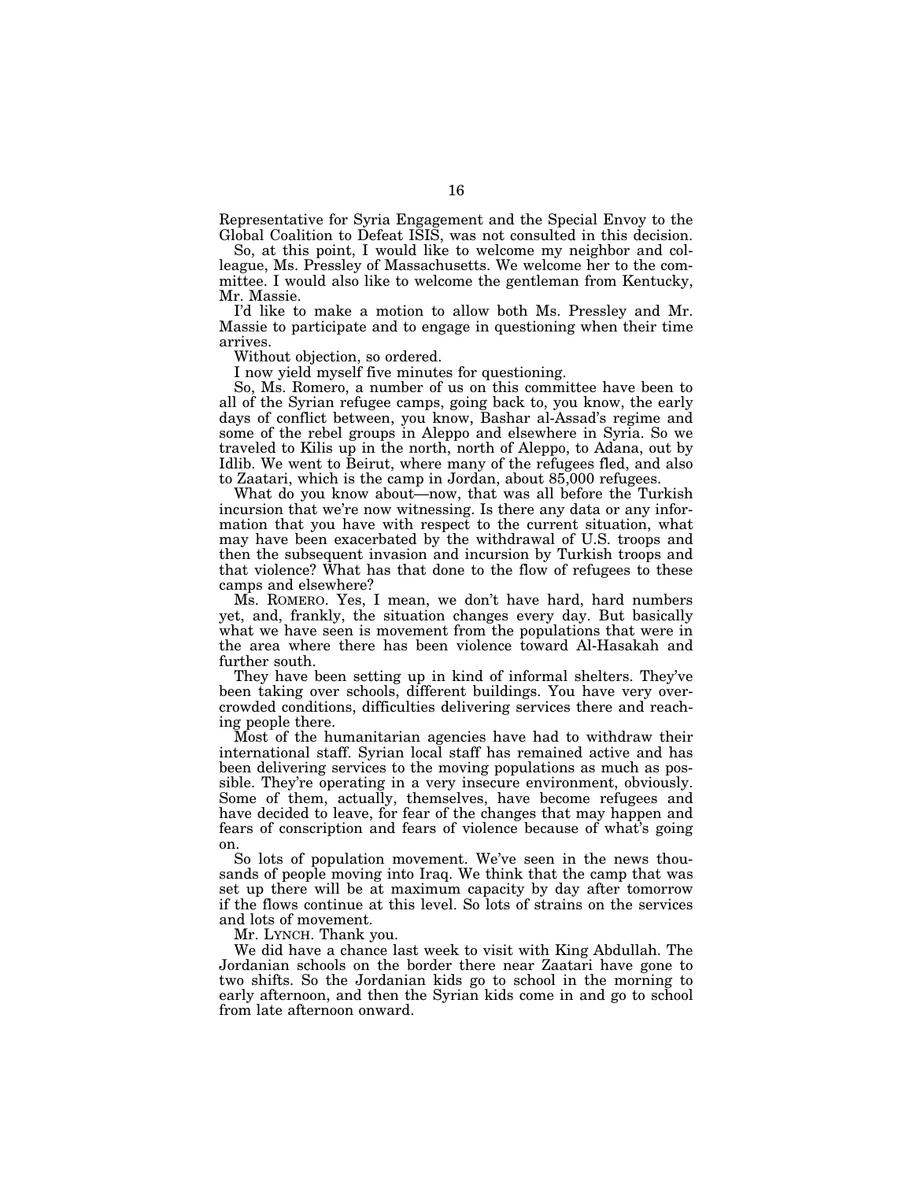Representative for Syria Engagement and the Special Envoy to the Global Coalition to Defeat ISIS, was not consulted in this decision.

So, at this point, I would like to welcome my neighbor and colleague, Ms. Pressley of Massachusetts. We welcome her to the committee. I would also like to welcome the gentleman from Kentucky, Mr. Massie.

I'd like to make a motion to allow both Ms. Pressley and Mr. Massie to participate and to engage in questioning when their time arrives.

Without objection, so ordered.

I now yield myself five minutes for questioning.

So, Ms. Romero, a number of us on this committee have been to all of the Syrian refugee camps, going back to, you know, the early days of conflict between, you know, Bashar al-Assad's regime and some of the rebel groups in Aleppo and elsewhere in Syria. So we traveled to Kilis up in the north, north of Aleppo, to Adana, out by Idlib. We went to Beirut, where many of the refugees fled, and also to Zaatari, which is the camp in Jordan, about 85,000 refugees.

What do you know about—now, that was all before the Turkish incursion that we're now witnessing. Is there any data or any information that you have with respect to the current situation, what may have been exacerbated by the withdrawal of U.S. troops and then the subsequent invasion and incursion by Turkish troops and that violence? What has that done to the flow of refugees to these camps and elsewhere?

Ms. ROMERO. Yes, I mean, we don't have hard, hard numbers yet, and, frankly, the situation changes every day. But basically what we have seen is movement from the populations that were in the area where there has been violence toward Al-Hasakah and further south.

They have been setting up in kind of informal shelters. They've been taking over schools, different buildings. You have very overcrowded conditions, difficulties delivering services there and reaching people there.

Most of the humanitarian agencies have had to withdraw their international staff. Syrian local staff has remained active and has been delivering services to the moving populations as much as possible. They're operating in a very insecure environment, obviously. Some of them, actually, themselves, have become refugees and have decided to leave, for fear of the changes that may happen and fears of conscription and fears of violence because of what's going on.

So lots of population movement. We've seen in the news thousands of people moving into Iraq. We think that the camp that was set up there will be at maximum capacity by day after tomorrow if the flows continue at this level. So lots of strains on the services and lots of movement.

Mr. LYNCH. Thank you.

We did have a chance last week to visit with King Abdullah. The Jordanian schools on the border there near Zaatari have gone to two shifts. So the Jordanian kids go to school in the morning to early afternoon, and then the Syrian kids come in and go to school from late afternoon onward.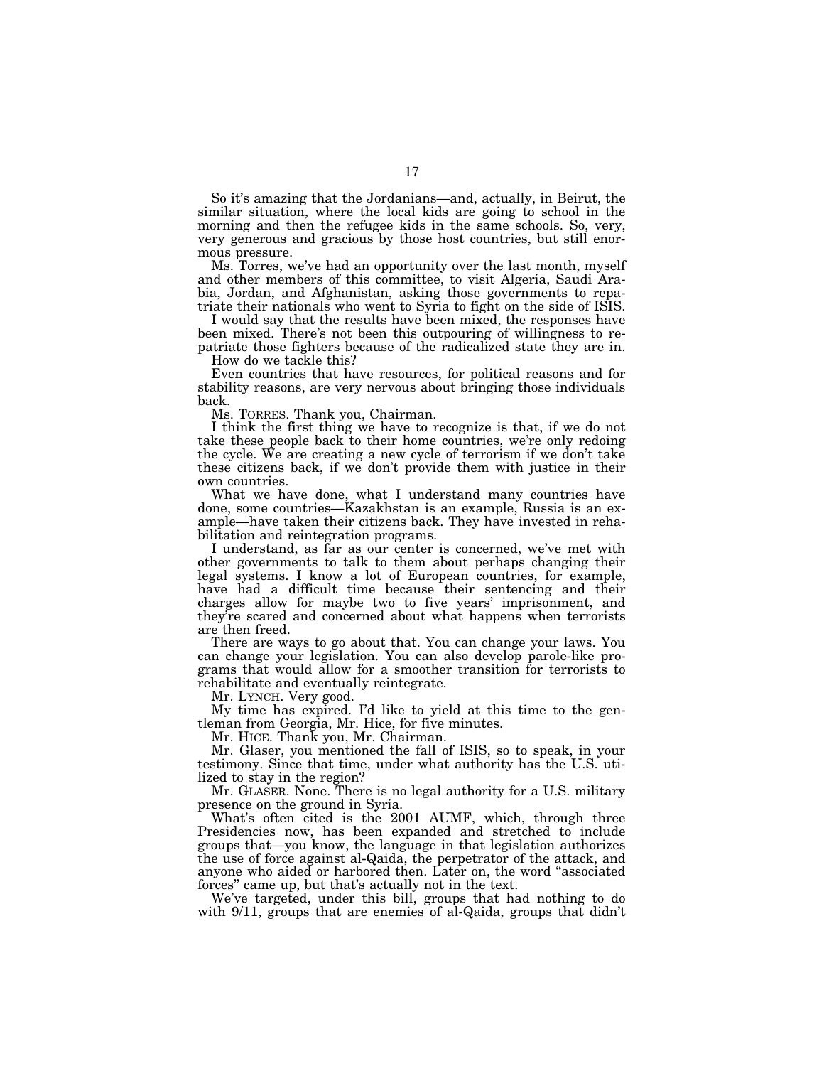So it's amazing that the Jordanians—and, actually, in Beirut, the similar situation, where the local kids are going to school in the morning and then the refugee kids in the same schools. So, very, very generous and gracious by those host countries, but still enormous pressure.

Ms. Torres, we've had an opportunity over the last month, myself and other members of this committee, to visit Algeria, Saudi Arabia, Jordan, and Afghanistan, asking those governments to repatriate their nationals who went to Syria to fight on the side of ISIS.

I would say that the results have been mixed, the responses have been mixed. There's not been this outpouring of willingness to repatriate those fighters because of the radicalized state they are in.

How do we tackle this?

Even countries that have resources, for political reasons and for stability reasons, are very nervous about bringing those individuals back.

Ms. TORRES. Thank you, Chairman.

I think the first thing we have to recognize is that, if we do not take these people back to their home countries, we're only redoing the cycle. We are creating a new cycle of terrorism if we don't take these citizens back, if we don't provide them with justice in their own countries.

What we have done, what I understand many countries have done, some countries—Kazakhstan is an example, Russia is an example—have taken their citizens back. They have invested in rehabilitation and reintegration programs.

I understand, as far as our center is concerned, we've met with other governments to talk to them about perhaps changing their legal systems. I know a lot of European countries, for example, have had a difficult time because their sentencing and their charges allow for maybe two to five years' imprisonment, and they're scared and concerned about what happens when terrorists are then freed.

There are ways to go about that. You can change your laws. You can change your legislation. You can also develop parole-like programs that would allow for a smoother transition for terrorists to rehabilitate and eventually reintegrate.

Mr. LYNCH. Very good.

My time has expired. I'd like to yield at this time to the gentleman from Georgia, Mr. Hice, for five minutes.

Mr. HICE. Thank you, Mr. Chairman.

Mr. Glaser, you mentioned the fall of ISIS, so to speak, in your testimony. Since that time, under what authority has the U.S. utilized to stay in the region?

Mr. GLASER. None. There is no legal authority for a U.S. military presence on the ground in Syria.

What's often cited is the 2001 AUMF, which, through three Presidencies now, has been expanded and stretched to include groups that—you know, the language in that legislation authorizes the use of force against al-Qaida, the perpetrator of the attack, and anyone who aided or harbored then. Later on, the word "associated forces" came up, but that's actually not in the text.

We've targeted, under this bill, groups that had nothing to do with 9/11, groups that are enemies of al-Qaida, groups that didn't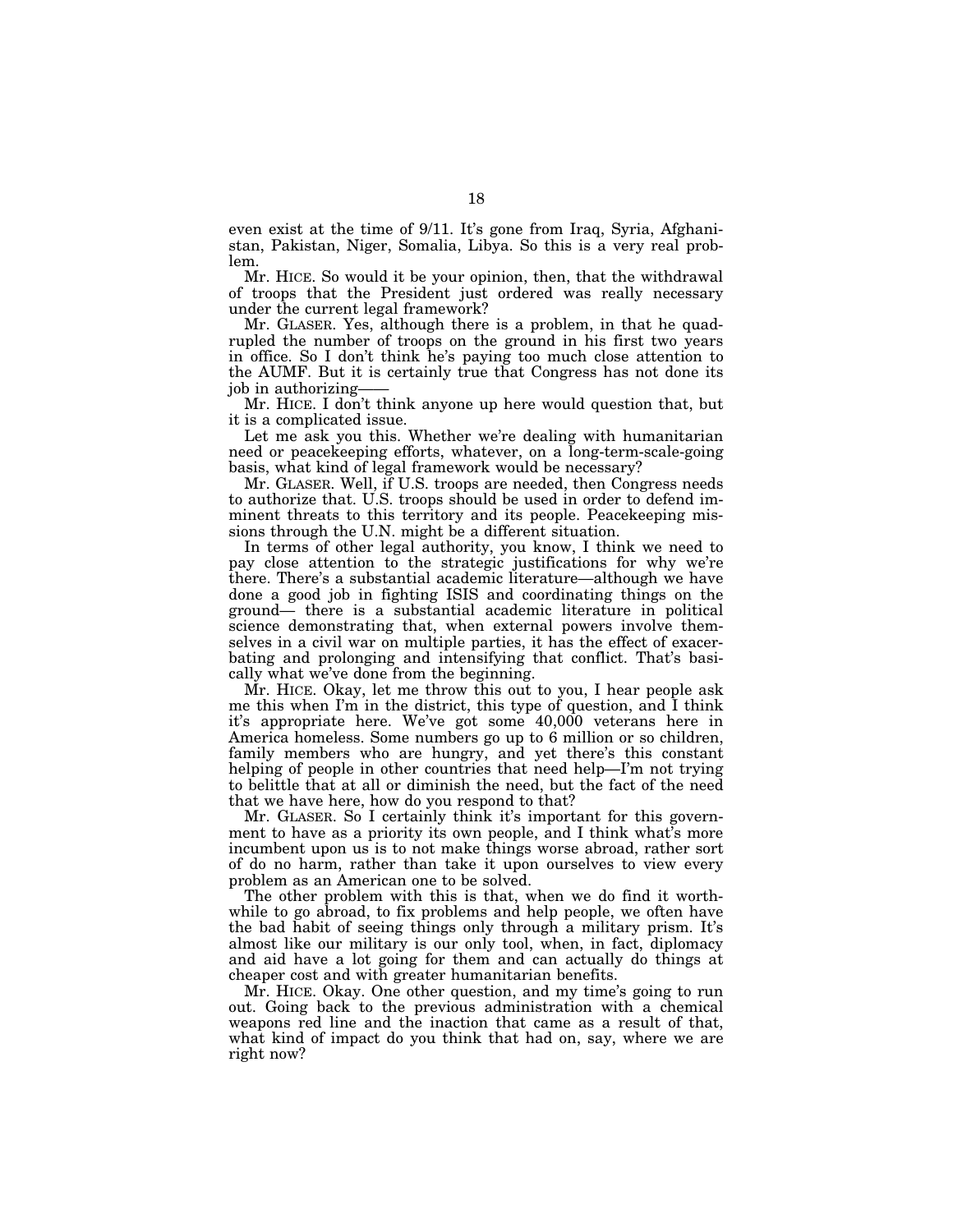even exist at the time of 9/11. It's gone from Iraq, Syria, Afghanistan, Pakistan, Niger, Somalia, Libya. So this is a very real problem.

Mr. HICE. So would it be your opinion, then, that the withdrawal of troops that the President just ordered was really necessary under the current legal framework?

Mr. GLASER. Yes, although there is a problem, in that he quadrupled the number of troops on the ground in his first two years in office. So I don't think he's paying too much close attention to the AUMF. But it is certainly true that Congress has not done its job in authorizing——

Mr. HICE. I don't think anyone up here would question that, but it is a complicated issue.

Let me ask you this. Whether we're dealing with humanitarian need or peacekeeping efforts, whatever, on a long-term-scale-going basis, what kind of legal framework would be necessary?

Mr. GLASER. Well, if U.S. troops are needed, then Congress needs to authorize that. U.S. troops should be used in order to defend imminent threats to this territory and its people. Peacekeeping missions through the U.N. might be a different situation.

In terms of other legal authority, you know, I think we need to pay close attention to the strategic justifications for why we're there. There's a substantial academic literature—although we have done a good job in fighting ISIS and coordinating things on the ground— there is a substantial academic literature in political science demonstrating that, when external powers involve themselves in a civil war on multiple parties, it has the effect of exacerbating and prolonging and intensifying that conflict. That's basically what we've done from the beginning.

Mr. HICE. Okay, let me throw this out to you, I hear people ask me this when I'm in the district, this type of question, and I think it's appropriate here. We've got some 40,000 veterans here in America homeless. Some numbers go up to 6 million or so children, family members who are hungry, and yet there's this constant helping of people in other countries that need help—I'm not trying to belittle that at all or diminish the need, but the fact of the need that we have here, how do you respond to that?

Mr. GLASER. So I certainly think it's important for this government to have as a priority its own people, and I think what's more incumbent upon us is to not make things worse abroad, rather sort of do no harm, rather than take it upon ourselves to view every problem as an American one to be solved.

The other problem with this is that, when we do find it worthwhile to go abroad, to fix problems and help people, we often have the bad habit of seeing things only through a military prism. It's almost like our military is our only tool, when, in fact, diplomacy and aid have a lot going for them and can actually do things at cheaper cost and with greater humanitarian benefits.

Mr. HICE. Okay. One other question, and my time's going to run out. Going back to the previous administration with a chemical weapons red line and the inaction that came as a result of that, what kind of impact do you think that had on, say, where we are right now?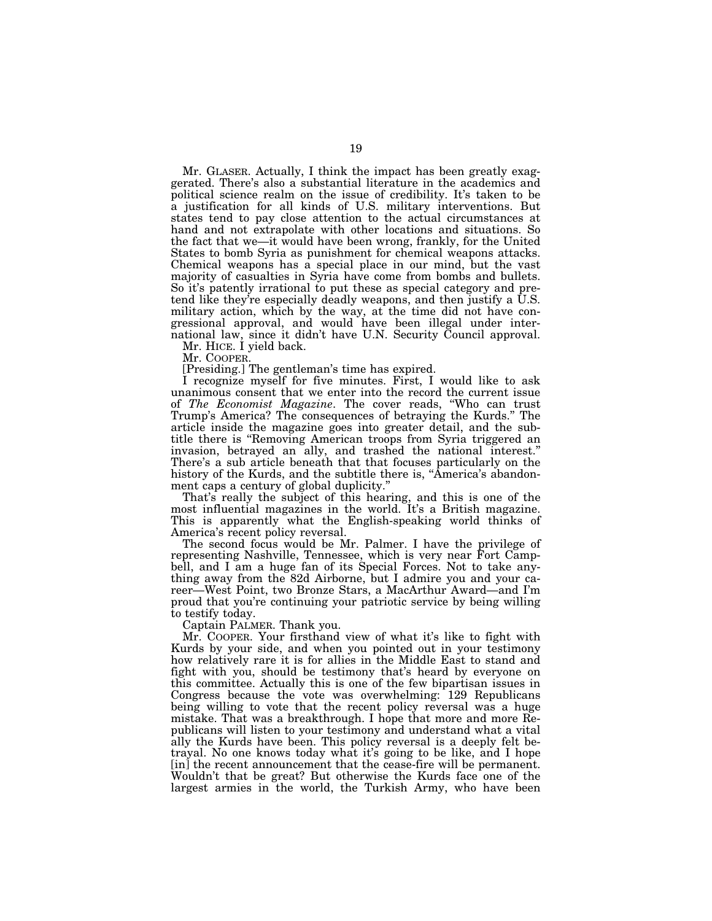Mr. GLASER. Actually, I think the impact has been greatly exaggerated. There's also a substantial literature in the academics and political science realm on the issue of credibility. It's taken to be a justification for all kinds of U.S. military interventions. But states tend to pay close attention to the actual circumstances at hand and not extrapolate with other locations and situations. So the fact that we—it would have been wrong, frankly, for the United States to bomb Syria as punishment for chemical weapons attacks. Chemical weapons has a special place in our mind, but the vast majority of casualties in Syria have come from bombs and bullets. So it's patently irrational to put these as special category and pretend like they're especially deadly weapons, and then justify a U.S. military action, which by the way, at the time did not have congressional approval, and would have been illegal under international law, since it didn't have U.N. Security Council approval.

Mr. HICE. I yield back.

Mr. COOPER.

[Presiding.] The gentleman's time has expired.

I recognize myself for five minutes. First, I would like to ask unanimous consent that we enter into the record the current issue of *The Economist Magazine*. The cover reads, "Who can trust Trump's America? The consequences of betraying the Kurds." The article inside the magazine goes into greater detail, and the subtitle there is "Removing American troops from Syria triggered an invasion, betrayed an ally, and trashed the national interest." There's a sub article beneath that that focuses particularly on the history of the Kurds, and the subtitle there is, "America's abandonment caps a century of global duplicity."

That's really the subject of this hearing, and this is one of the most influential magazines in the world. It's a British magazine. This is apparently what the English-speaking world thinks of America's recent policy reversal.

The second focus would be Mr. Palmer. I have the privilege of representing Nashville, Tennessee, which is very near Fort Campbell, and I am a huge fan of its Special Forces. Not to take anything away from the 82d Airborne, but I admire you and your career—West Point, two Bronze Stars, a MacArthur Award—and I'm proud that you're continuing your patriotic service by being willing to testify today.

Captain PALMER. Thank you.

Mr. COOPER. Your firsthand view of what it's like to fight with Kurds by your side, and when you pointed out in your testimony how relatively rare it is for allies in the Middle East to stand and fight with you, should be testimony that's heard by everyone on this committee. Actually this is one of the few bipartisan issues in Congress because the vote was overwhelming: 129 Republicans being willing to vote that the recent policy reversal was a huge mistake. That was a breakthrough. I hope that more and more Republicans will listen to your testimony and understand what a vital ally the Kurds have been. This policy reversal is a deeply felt betrayal. No one knows today what it's going to be like, and I hope [in] the recent announcement that the cease-fire will be permanent. Wouldn't that be great? But otherwise the Kurds face one of the largest armies in the world, the Turkish Army, who have been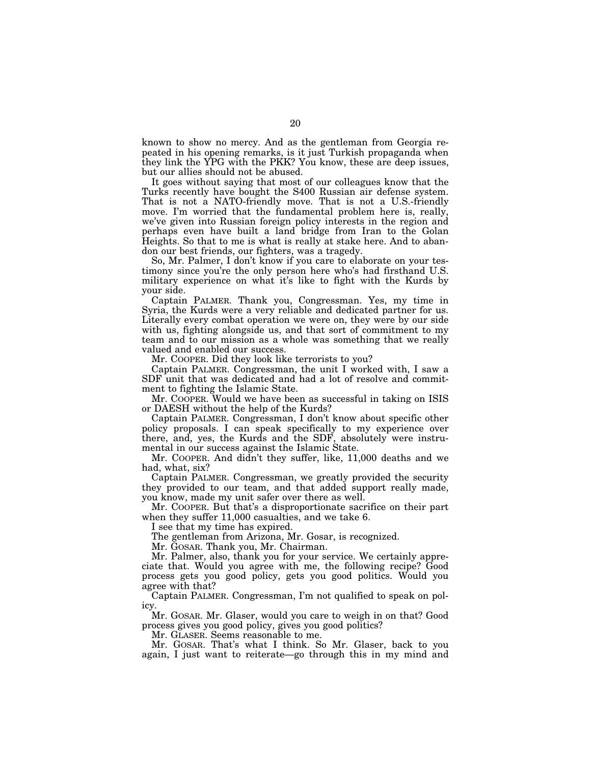known to show no mercy. And as the gentleman from Georgia repeated in his opening remarks, is it just Turkish propaganda when they link the YPG with the PKK? You know, these are deep issues, but our allies should not be abused.

It goes without saying that most of our colleagues know that the Turks recently have bought the S400 Russian air defense system. That is not a NATO-friendly move. That is not a U.S.-friendly move. I'm worried that the fundamental problem here is, really, we've given into Russian foreign policy interests in the region and perhaps even have built a land bridge from Iran to the Golan Heights. So that to me is what is really at stake here. And to abandon our best friends, our fighters, was a tragedy.

So, Mr. Palmer, I don't know if you care to elaborate on your testimony since you're the only person here who's had firsthand U.S. military experience on what it's like to fight with the Kurds by your side.

Captain PALMER. Thank you, Congressman. Yes, my time in Syria, the Kurds were a very reliable and dedicated partner for us. Literally every combat operation we were on, they were by our side with us, fighting alongside us, and that sort of commitment to my team and to our mission as a whole was something that we really valued and enabled our success.

Mr. COOPER. Did they look like terrorists to you?

Captain PALMER. Congressman, the unit I worked with, I saw a SDF unit that was dedicated and had a lot of resolve and commitment to fighting the Islamic State.

Mr. COOPER. Would we have been as successful in taking on ISIS or DAESH without the help of the Kurds?

Captain PALMER. Congressman, I don't know about specific other policy proposals. I can speak specifically to my experience over there, and, yes, the Kurds and the SDF, absolutely were instrumental in our success against the Islamic State.

Mr. COOPER. And didn't they suffer, like, 11,000 deaths and we had, what, six?

Captain PALMER. Congressman, we greatly provided the security they provided to our team, and that added support really made, you know, made my unit safer over there as well.

Mr. COOPER. But that's a disproportionate sacrifice on their part when they suffer 11,000 casualties, and we take 6.

I see that my time has expired.

The gentleman from Arizona, Mr. Gosar, is recognized.

Mr. GOSAR. Thank you, Mr. Chairman.

Mr. Palmer, also, thank you for your service. We certainly appreciate that. Would you agree with me, the following recipe? Good process gets you good policy, gets you good politics. Would you agree with that?

Captain PALMER. Congressman, I'm not qualified to speak on policy.

Mr. GOSAR. Mr. Glaser, would you care to weigh in on that? Good process gives you good policy, gives you good politics?

Mr. GLASER. Seems reasonable to me.

Mr. GOSAR. That's what I think. So Mr. Glaser, back to you again, I just want to reiterate—go through this in my mind and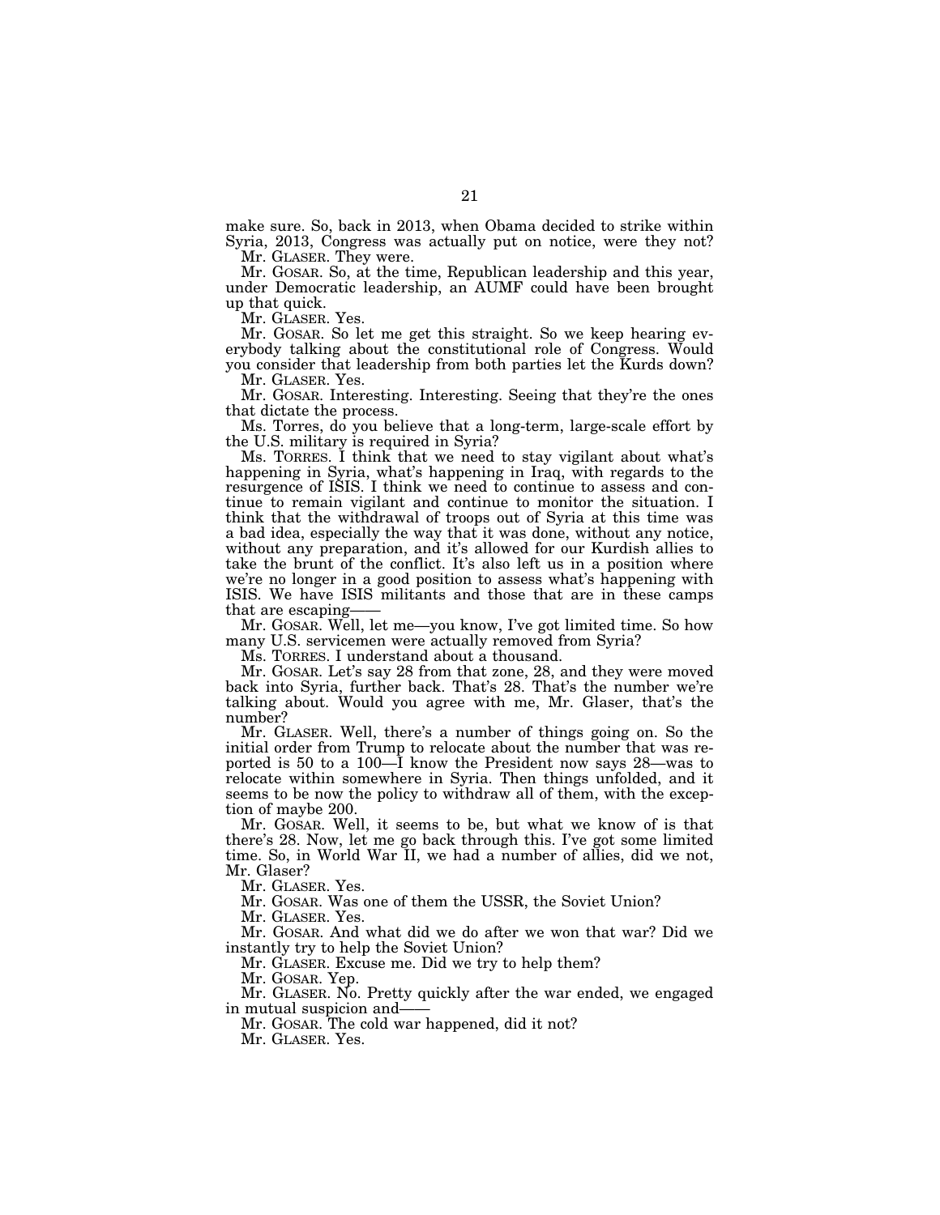make sure. So, back in 2013, when Obama decided to strike within Syria, 2013, Congress was actually put on notice, were they not?

Mr. GLASER. They were.

Mr. GOSAR. So, at the time, Republican leadership and this year, under Democratic leadership, an AUMF could have been brought up that quick.

Mr. GLASER. Yes.

Mr. GOSAR. So let me get this straight. So we keep hearing everybody talking about the constitutional role of Congress. Would you consider that leadership from both parties let the Kurds down?

Mr. GLASER. Yes.

Mr. GOSAR. Interesting. Interesting. Seeing that they're the ones that dictate the process.

Ms. Torres, do you believe that a long-term, large-scale effort by the U.S. military is required in Syria?

Ms. TORRES. I think that we need to stay vigilant about what's happening in Syria, what's happening in Iraq, with regards to the resurgence of ISIS. I think we need to continue to assess and continue to remain vigilant and continue to monitor the situation. I think that the withdrawal of troops out of Syria at this time was a bad idea, especially the way that it was done, without any notice, without any preparation, and it's allowed for our Kurdish allies to take the brunt of the conflict. It's also left us in a position where we're no longer in a good position to assess what's happening with ISIS. We have ISIS militants and those that are in these camps that are escaping——

Mr. GOSAR. Well, let me—you know, I've got limited time. So how many U.S. servicemen were actually removed from Syria?

Ms. TORRES. I understand about a thousand.

Mr. GOSAR. Let's say 28 from that zone, 28, and they were moved back into Syria, further back. That's 28. That's the number we're talking about. Would you agree with me, Mr. Glaser, that's the number?

Mr. GLASER. Well, there's a number of things going on. So the initial order from Trump to relocate about the number that was reported is 50 to a 100—I know the President now says 28—was to relocate within somewhere in Syria. Then things unfolded, and it seems to be now the policy to withdraw all of them, with the exception of maybe 200.

Mr. GOSAR. Well, it seems to be, but what we know of is that there's 28. Now, let me go back through this. I've got some limited time. So, in World War II, we had a number of allies, did we not, Mr. Glaser?

Mr. GLASER. Yes.

Mr. GOSAR. Was one of them the USSR, the Soviet Union?

Mr. GLASER. Yes.

Mr. GOSAR. And what did we do after we won that war? Did we instantly try to help the Soviet Union?

Mr. GLASER. Excuse me. Did we try to help them?

Mr. GOSAR. Yep.

Mr. GLASER. No. Pretty quickly after the war ended, we engaged in mutual suspicion and——

Mr. GOSAR. The cold war happened, did it not?

Mr. GLASER. Yes.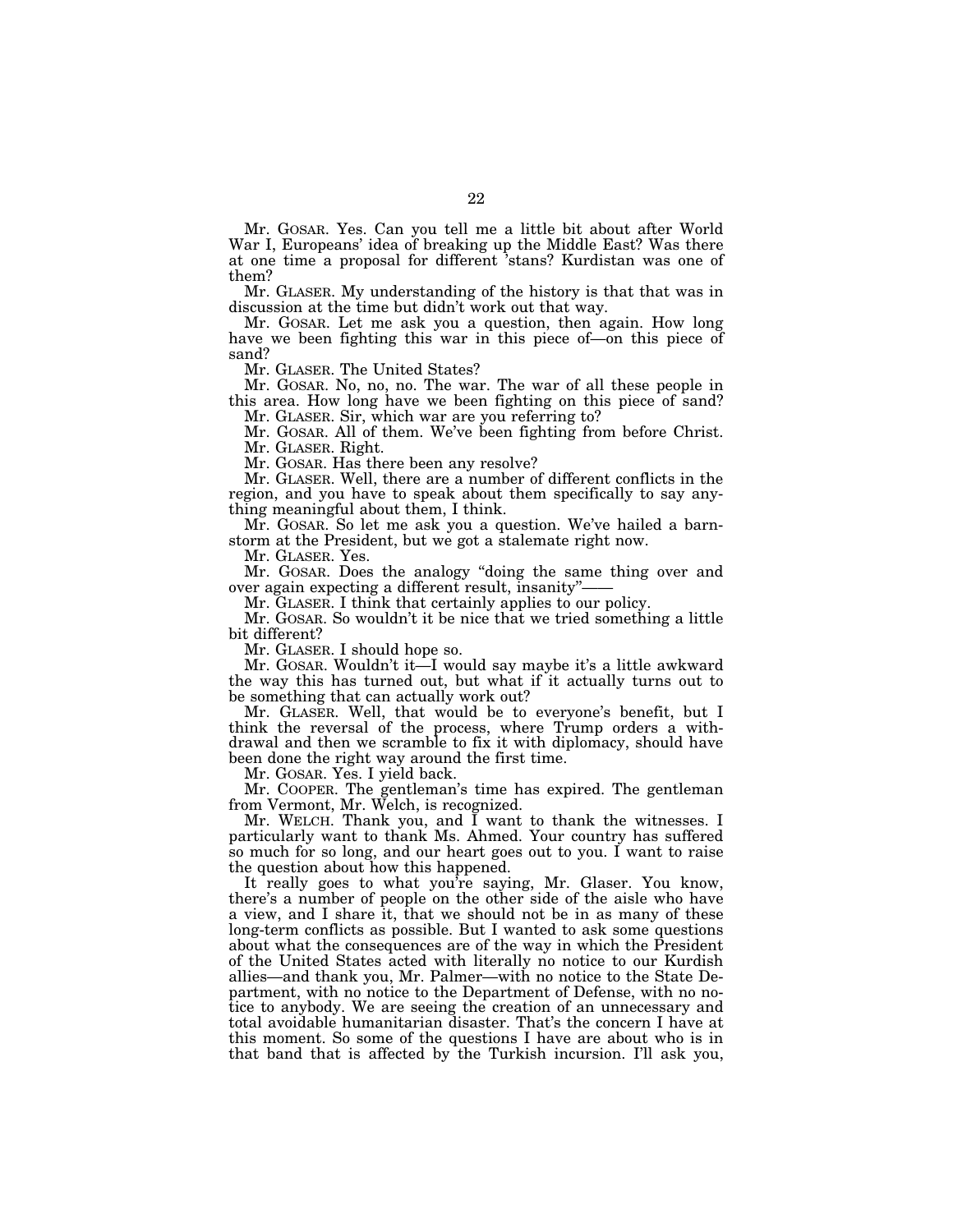Mr. GOSAR. Yes. Can you tell me a little bit about after World War I, Europeans' idea of breaking up the Middle East? Was there at one time a proposal for different 'stans? Kurdistan was one of them?

Mr. GLASER. My understanding of the history is that that was in discussion at the time but didn't work out that way.

Mr. GOSAR. Let me ask you a question, then again. How long have we been fighting this war in this piece of—on this piece of sand?

Mr. GLASER. The United States?

Mr. GOSAR. No, no, no. The war. The war of all these people in this area. How long have we been fighting on this piece of sand?

Mr. GLASER. Sir, which war are you referring to?

Mr. GOSAR. All of them. We've been fighting from before Christ.

Mr. GLASER. Right.

Mr. GOSAR. Has there been any resolve?

Mr. GLASER. Well, there are a number of different conflicts in the region, and you have to speak about them specifically to say anything meaningful about them, I think.

Mr. GOSAR. So let me ask you a question. We've hailed a barnstorm at the President, but we got a stalemate right now.

Mr. GLASER. Yes.

Mr. GOSAR. Does the analogy "doing the same thing over and over again expecting a different result, insanity"——

Mr. GLASER. I think that certainly applies to our policy.

Mr. GOSAR. So wouldn't it be nice that we tried something a little bit different?

Mr. GLASER. I should hope so.

Mr. GOSAR. Wouldn't it—I would say maybe it's a little awkward the way this has turned out, but what if it actually turns out to be something that can actually work out?

Mr. GLASER. Well, that would be to everyone's benefit, but I think the reversal of the process, where Trump orders a withdrawal and then we scramble to fix it with diplomacy, should have been done the right way around the first time.

Mr. GOSAR. Yes. I yield back.

Mr. COOPER. The gentleman's time has expired. The gentleman from Vermont, Mr. Welch, is recognized.

Mr. WELCH. Thank you, and I want to thank the witnesses. I particularly want to thank Ms. Ahmed. Your country has suffered so much for so long, and our heart goes out to you. I want to raise the question about how this happened.

It really goes to what you're saying, Mr. Glaser. You know, there's a number of people on the other side of the aisle who have a view, and I share it, that we should not be in as many of these long-term conflicts as possible. But I wanted to ask some questions about what the consequences are of the way in which the President of the United States acted with literally no notice to our Kurdish allies—and thank you, Mr. Palmer—with no notice to the State Department, with no notice to the Department of Defense, with no notice to anybody. We are seeing the creation of an unnecessary and total avoidable humanitarian disaster. That's the concern I have at this moment. So some of the questions I have are about who is in that band that is affected by the Turkish incursion. I'll ask you,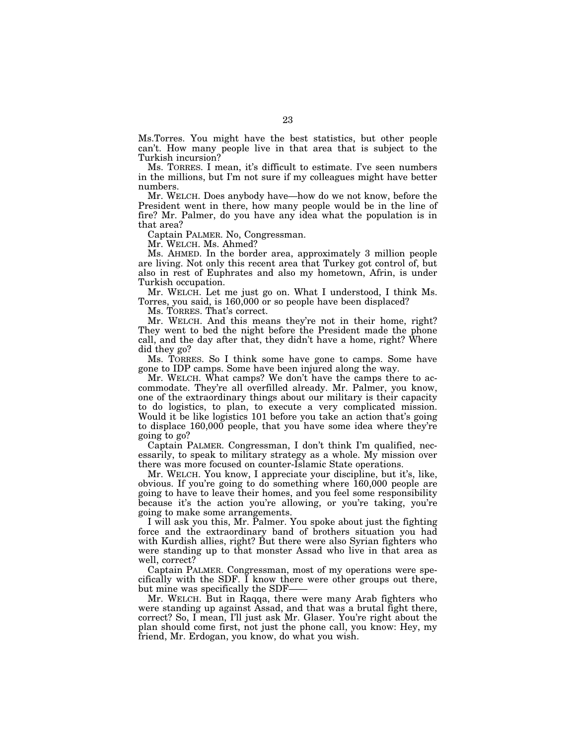Ms.Torres. You might have the best statistics, but other people can't. How many people live in that area that is subject to the Turkish incursion?

Ms. TORRES. I mean, it's difficult to estimate. I've seen numbers in the millions, but I'm not sure if my colleagues might have better numbers.

Mr. WELCH. Does anybody have—how do we not know, before the President went in there, how many people would be in the line of fire? Mr. Palmer, do you have any idea what the population is in that area?

Captain PALMER. No, Congressman.

Mr. WELCH. Ms. Ahmed?

Ms. AHMED. In the border area, approximately 3 million people are living. Not only this recent area that Turkey got control of, but also in rest of Euphrates and also my hometown, Afrin, is under Turkish occupation.

Mr. WELCH. Let me just go on. What I understood, I think Ms. Torres, you said, is 160,000 or so people have been displaced?

Ms. TORRES. That's correct.

Mr. WELCH. And this means they're not in their home, right? They went to bed the night before the President made the phone call, and the day after that, they didn't have a home, right? Where did they go?

Ms. TORRES. So I think some have gone to camps. Some have gone to IDP camps. Some have been injured along the way.

Mr. WELCH. What camps? We don't have the camps there to accommodate. They're all overfilled already. Mr. Palmer, you know, one of the extraordinary things about our military is their capacity to do logistics, to plan, to execute a very complicated mission. Would it be like logistics 101 before you take an action that's going to displace 160,000 people, that you have some idea where they're going to go?

Captain PALMER. Congressman, I don't think I'm qualified, necessarily, to speak to military strategy as a whole. My mission over there was more focused on counter-Islamic State operations.

Mr. WELCH. You know, I appreciate your discipline, but it's, like, obvious. If you're going to do something where 160,000 people are going to have to leave their homes, and you feel some responsibility because it's the action you're allowing, or you're taking, you're going to make some arrangements.

I will ask you this, Mr. Palmer. You spoke about just the fighting force and the extraordinary band of brothers situation you had with Kurdish allies, right? But there were also Syrian fighters who were standing up to that monster Assad who live in that area as well, correct?

Captain PALMER. Congressman, most of my operations were specifically with the SDF. I know there were other groups out there, but mine was specifically the SDF——

Mr. WELCH. But in Raqqa, there were many Arab fighters who were standing up against Assad, and that was a brutal fight there, correct? So, I mean, I'll just ask Mr. Glaser. You're right about the plan should come first, not just the phone call, you know: Hey, my friend, Mr. Erdogan, you know, do what you wish.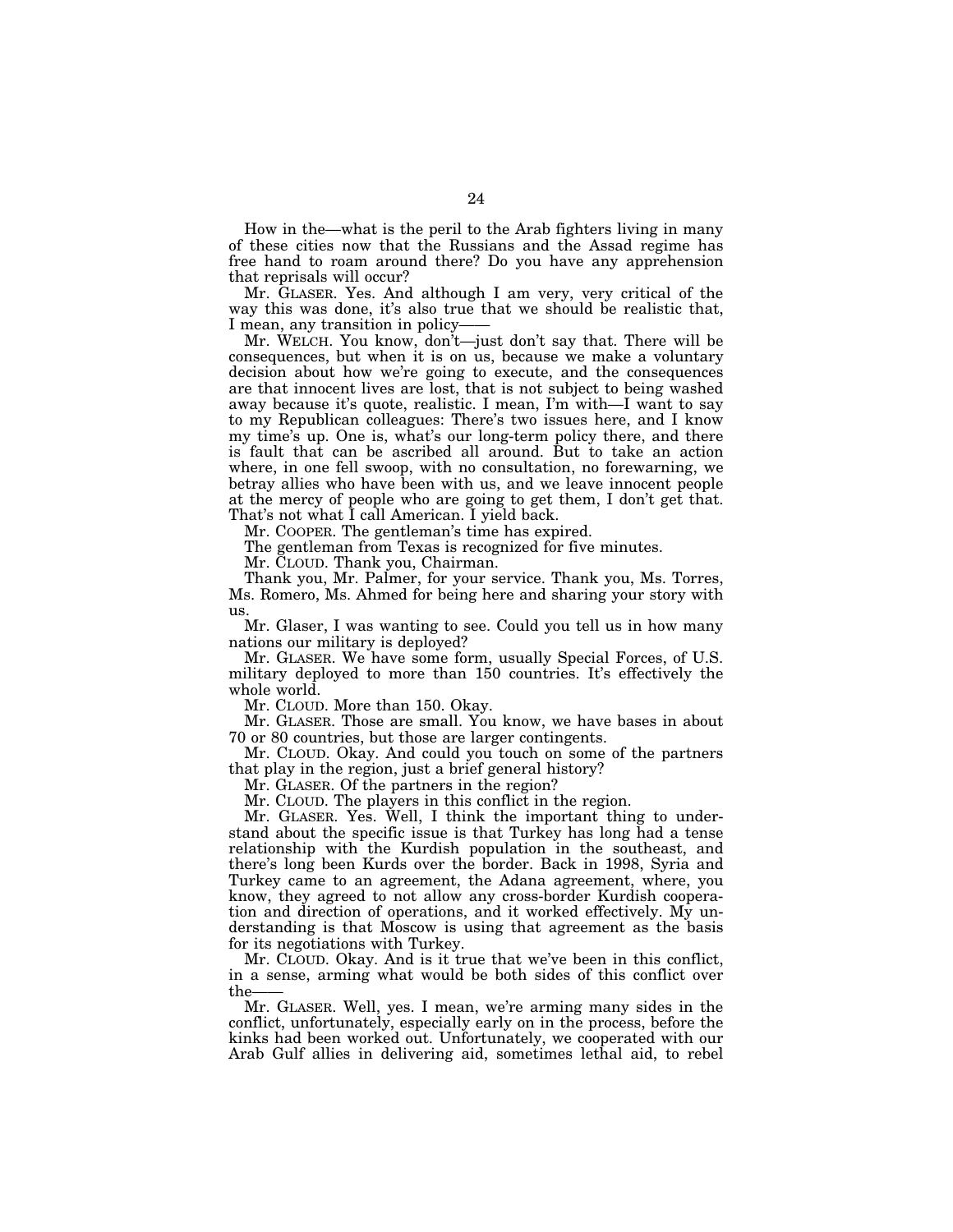How in the—what is the peril to the Arab fighters living in many of these cities now that the Russians and the Assad regime has free hand to roam around there? Do you have any apprehension that reprisals will occur?

Mr. GLASER. Yes. And although I am very, very critical of the way this was done, it's also true that we should be realistic that, I mean, any transition in policy——

Mr. WELCH. You know, don't—just don't say that. There will be consequences, but when it is on us, because we make a voluntary decision about how we're going to execute, and the consequences are that innocent lives are lost, that is not subject to being washed away because it's quote, realistic. I mean, I'm with—I want to say to my Republican colleagues: There's two issues here, and I know my time's up. One is, what's our long-term policy there, and there is fault that can be ascribed all around. But to take an action where, in one fell swoop, with no consultation, no forewarning, we betray allies who have been with us, and we leave innocent people at the mercy of people who are going to get them, I don't get that. That's not what I call American. I yield back.

Mr. COOPER. The gentleman's time has expired.

The gentleman from Texas is recognized for five minutes.

Mr. CLOUD. Thank you, Chairman.

Thank you, Mr. Palmer, for your service. Thank you, Ms. Torres, Ms. Romero, Ms. Ahmed for being here and sharing your story with us.

Mr. Glaser, I was wanting to see. Could you tell us in how many nations our military is deployed?

Mr. GLASER. We have some form, usually Special Forces, of U.S. military deployed to more than 150 countries. It's effectively the whole world.

Mr. CLOUD. More than 150. Okay.

Mr. GLASER. Those are small. You know, we have bases in about 70 or 80 countries, but those are larger contingents.

Mr. CLOUD. Okay. And could you touch on some of the partners that play in the region, just a brief general history?

Mr. GLASER. Of the partners in the region?

Mr. CLOUD. The players in this conflict in the region.

Mr. GLASER. Yes. Well, I think the important thing to understand about the specific issue is that Turkey has long had a tense relationship with the Kurdish population in the southeast, and there's long been Kurds over the border. Back in 1998, Syria and Turkey came to an agreement, the Adana agreement, where, you know, they agreed to not allow any cross-border Kurdish cooperation and direction of operations, and it worked effectively. My understanding is that Moscow is using that agreement as the basis for its negotiations with Turkey.

Mr. CLOUD. Okay. And is it true that we've been in this conflict, in a sense, arming what would be both sides of this conflict over the——

Mr. GLASER. Well, yes. I mean, we're arming many sides in the conflict, unfortunately, especially early on in the process, before the kinks had been worked out. Unfortunately, we cooperated with our Arab Gulf allies in delivering aid, sometimes lethal aid, to rebel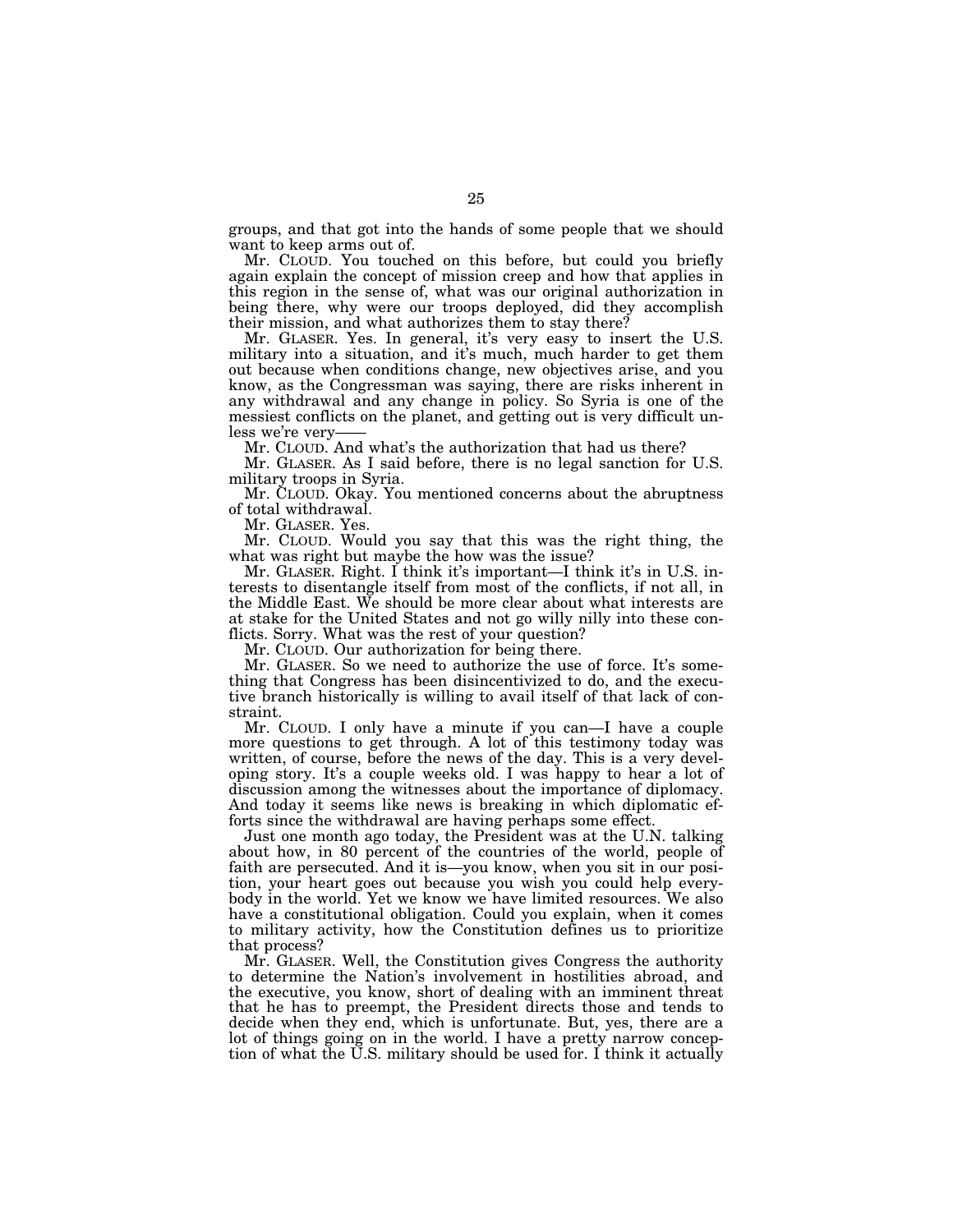groups, and that got into the hands of some people that we should want to keep arms out of.

Mr. CLOUD. You touched on this before, but could you briefly again explain the concept of mission creep and how that applies in this region in the sense of, what was our original authorization in being there, why were our troops deployed, did they accomplish their mission, and what authorizes them to stay there?

Mr. GLASER. Yes. In general, it's very easy to insert the U.S. military into a situation, and it's much, much harder to get them out because when conditions change, new objectives arise, and you know, as the Congressman was saying, there are risks inherent in any withdrawal and any change in policy. So Syria is one of the messiest conflicts on the planet, and getting out is very difficult unless we're very——

Mr. CLOUD. And what's the authorization that had us there?

Mr. GLASER. As I said before, there is no legal sanction for U.S. military troops in Syria.

Mr. CLOUD. Okay. You mentioned concerns about the abruptness of total withdrawal.

Mr. GLASER. Yes.

Mr. CLOUD. Would you say that this was the right thing, the what was right but maybe the how was the issue?

Mr. GLASER. Right. I think it's important—I think it's in U.S. interests to disentangle itself from most of the conflicts, if not all, in the Middle East. We should be more clear about what interests are at stake for the United States and not go willy nilly into these conflicts. Sorry. What was the rest of your question?

Mr. CLOUD. Our authorization for being there.

Mr. GLASER. So we need to authorize the use of force. It's something that Congress has been disincentivized to do, and the executive branch historically is willing to avail itself of that lack of constraint.

Mr. CLOUD. I only have a minute if you can—I have a couple more questions to get through. A lot of this testimony today was written, of course, before the news of the day. This is a very developing story. It's a couple weeks old. I was happy to hear a lot of discussion among the witnesses about the importance of diplomacy. And today it seems like news is breaking in which diplomatic efforts since the withdrawal are having perhaps some effect.

Just one month ago today, the President was at the U.N. talking about how, in 80 percent of the countries of the world, people of faith are persecuted. And it is—you know, when you sit in our position, your heart goes out because you wish you could help everybody in the world. Yet we know we have limited resources. We also have a constitutional obligation. Could you explain, when it comes to military activity, how the Constitution defines us to prioritize that process?

Mr. GLASER. Well, the Constitution gives Congress the authority to determine the Nation's involvement in hostilities abroad, and the executive, you know, short of dealing with an imminent threat that he has to preempt, the President directs those and tends to decide when they end, which is unfortunate. But, yes, there are a lot of things going on in the world. I have a pretty narrow conception of what the U.S. military should be used for. I think it actually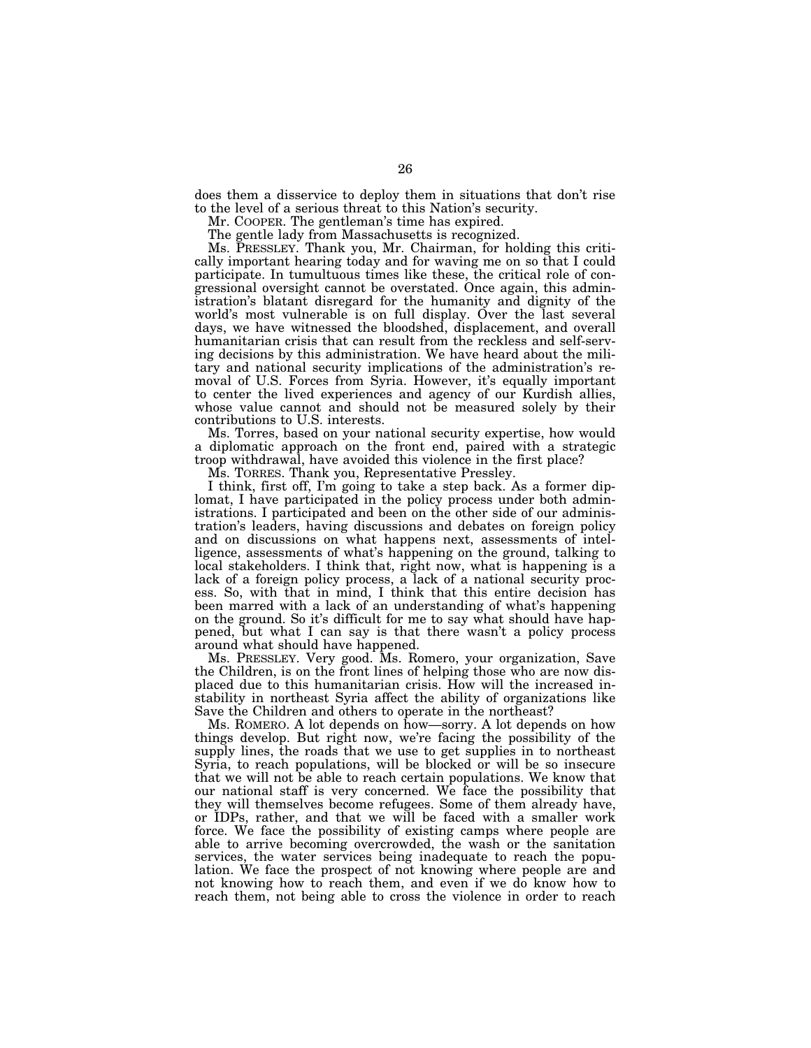does them a disservice to deploy them in situations that don't rise to the level of a serious threat to this Nation's security.

Mr. COOPER. The gentleman's time has expired.

The gentle lady from Massachusetts is recognized.

Ms. PRESSLEY. Thank you, Mr. Chairman, for holding this critically important hearing today and for waving me on so that I could participate. In tumultuous times like these, the critical role of congressional oversight cannot be overstated. Once again, this administration's blatant disregard for the humanity and dignity of the world's most vulnerable is on full display. Over the last several days, we have witnessed the bloodshed, displacement, and overall humanitarian crisis that can result from the reckless and self-serving decisions by this administration. We have heard about the military and national security implications of the administration's removal of U.S. Forces from Syria. However, it's equally important to center the lived experiences and agency of our Kurdish allies, whose value cannot and should not be measured solely by their contributions to U.S. interests.

Ms. Torres, based on your national security expertise, how would a diplomatic approach on the front end, paired with a strategic troop withdrawal, have avoided this violence in the first place?

Ms. TORRES. Thank you, Representative Pressley.

I think, first off, I'm going to take a step back. As a former diplomat, I have participated in the policy process under both administrations. I participated and been on the other side of our administration's leaders, having discussions and debates on foreign policy and on discussions on what happens next, assessments of intelligence, assessments of what's happening on the ground, talking to local stakeholders. I think that, right now, what is happening is a lack of a foreign policy process, a lack of a national security process. So, with that in mind, I think that this entire decision has been marred with a lack of an understanding of what's happening on the ground. So it's difficult for me to say what should have happened, but what I can say is that there wasn't a policy process around what should have happened.

Ms. PRESSLEY. Very good. Ms. Romero, your organization, Save the Children, is on the front lines of helping those who are now displaced due to this humanitarian crisis. How will the increased instability in northeast Syria affect the ability of organizations like Save the Children and others to operate in the northeast?

Ms. ROMERO. A lot depends on how—sorry. A lot depends on how things develop. But right now, we're facing the possibility of the supply lines, the roads that we use to get supplies in to northeast Syria, to reach populations, will be blocked or will be so insecure that we will not be able to reach certain populations. We know that our national staff is very concerned. We face the possibility that they will themselves become refugees. Some of them already have, or IDPs, rather, and that we will be faced with a smaller work force. We face the possibility of existing camps where people are able to arrive becoming overcrowded, the wash or the sanitation services, the water services being inadequate to reach the population. We face the prospect of not knowing where people are and not knowing how to reach them, and even if we do know how to reach them, not being able to cross the violence in order to reach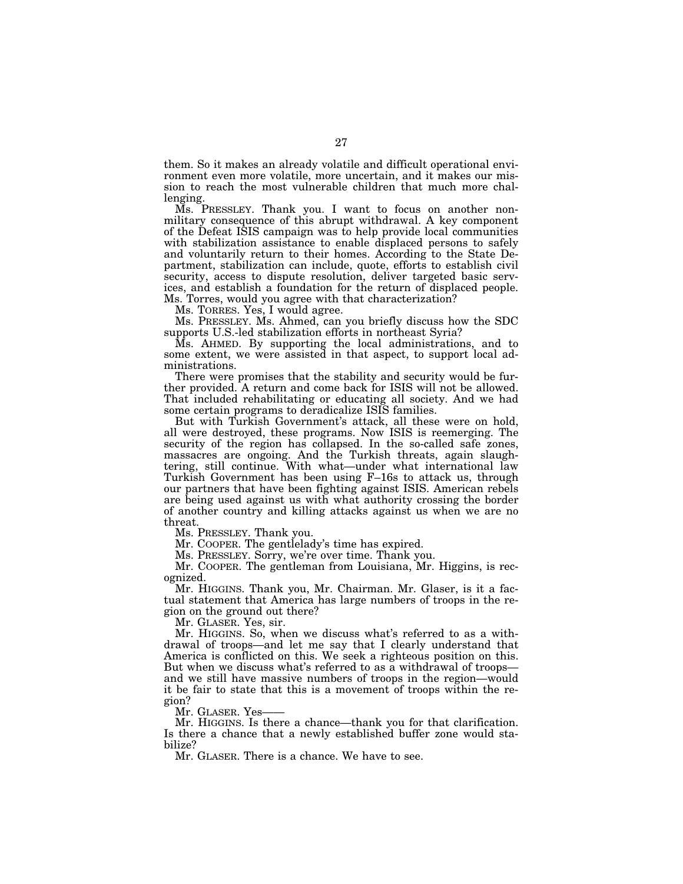them. So it makes an already volatile and difficult operational environment even more volatile, more uncertain, and it makes our mission to reach the most vulnerable children that much more challenging.

Ms. PRESSLEY. Thank you. I want to focus on another non-military consequence of this abrupt withdrawal. A key component of the Defeat ISIS campaign was to help provide local communities with stabilization assistance to enable displaced persons to safely and voluntarily return to their homes. According to the State Department, stabilization can include, quote, efforts to establish civil security, access to dispute resolution, deliver targeted basic services, and establish a foundation for the return of displaced people. Ms. Torres, would you agree with that characterization?

Ms. TORRES. Yes, I would agree.

Ms. PRESSLEY. Ms. Ahmed, can you briefly discuss how the SDC supports U.S.-led stabilization efforts in northeast Syria?

Ms. AHMED. By supporting the local administrations, and to some extent, we were assisted in that aspect, to support local administrations.

There were promises that the stability and security would be further provided. A return and come back for ISIS will not be allowed. That included rehabilitating or educating all society. And we had some certain programs to deradicalize ISIS families.

But with Turkish Government's attack, all these were on hold, all were destroyed, these programs. Now ISIS is reemerging. The security of the region has collapsed. In the so-called safe zones, massacres are ongoing. And the Turkish threats, again slaughtering, still continue. With what—under what international law Turkish Government has been using F–16s to attack us, through our partners that have been fighting against ISIS. American rebels are being used against us with what authority crossing the border of another country and killing attacks against us when we are no threat.

Ms. PRESSLEY. Thank you.

Mr. COOPER. The gentlelady's time has expired.

Ms. PRESSLEY. Sorry, we're over time. Thank you.

Mr. COOPER. The gentleman from Louisiana, Mr. Higgins, is recognized.

Mr. HIGGINS. Thank you, Mr. Chairman. Mr. Glaser, is it a factual statement that America has large numbers of troops in the region on the ground out there?

Mr. GLASER. Yes, sir.

Mr. HIGGINS. So, when we discuss what's referred to as a withdrawal of troops—and let me say that I clearly understand that America is conflicted on this. We seek a righteous position on this. But when we discuss what's referred to as a withdrawal of troops—and we still have massive numbers of troops in the region—would it be fair to state that this is a movement of troops within the region?

Mr. GLASER. Yes——

Mr. HIGGINS. Is there a chance—thank you for that clarification. Is there a chance that a newly established buffer zone would stabilize?

Mr. GLASER. There is a chance. We have to see.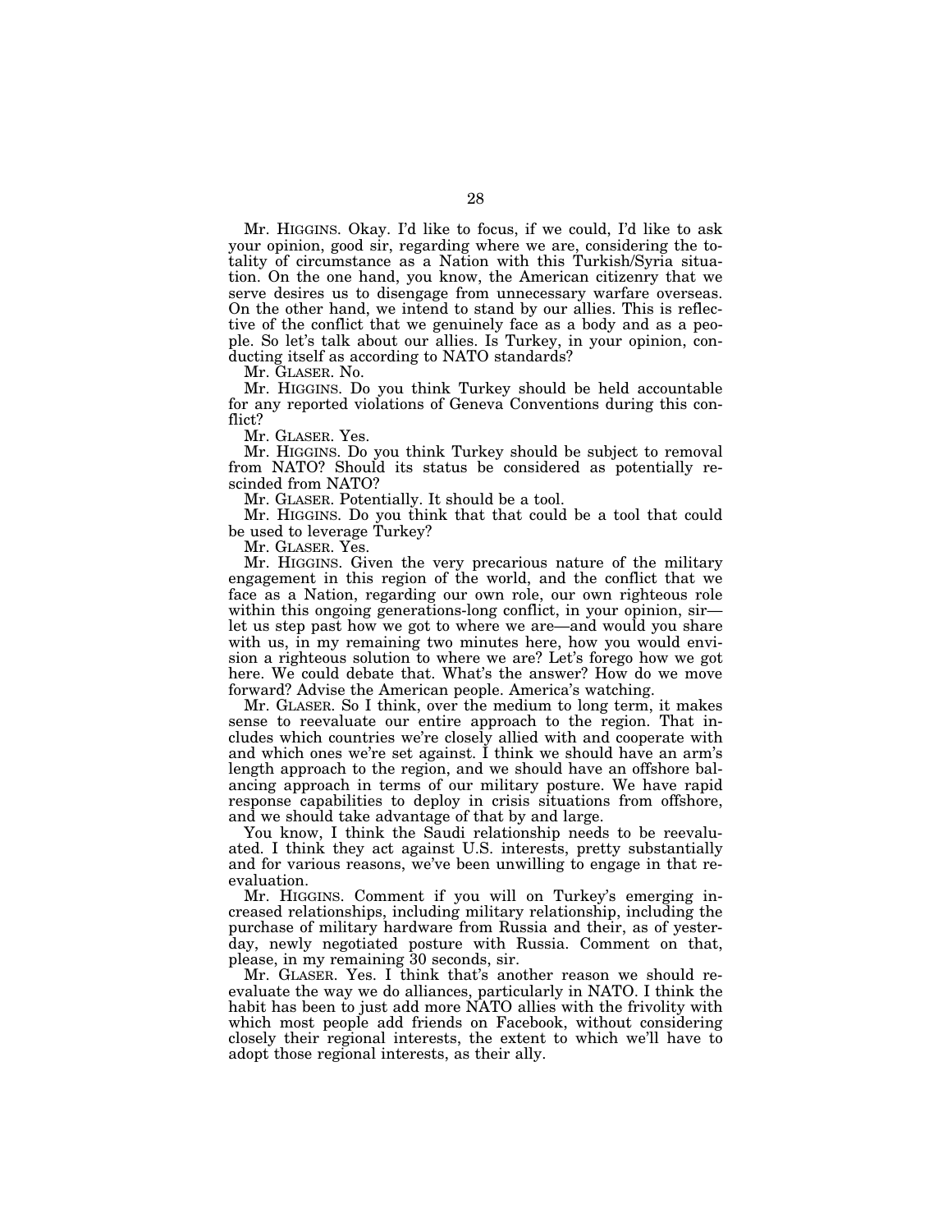Mr. HIGGINS. Okay. I'd like to focus, if we could, I'd like to ask your opinion, good sir, regarding where we are, considering the totality of circumstance as a Nation with this Turkish/Syria situation. On the one hand, you know, the American citizenry that we serve desires us to disengage from unnecessary warfare overseas. On the other hand, we intend to stand by our allies. This is reflective of the conflict that we genuinely face as a body and as a people. So let's talk about our allies. Is Turkey, in your opinion, conducting itself as according to NATO standards?

Mr. GLASER. No.

Mr. HIGGINS. Do you think Turkey should be held accountable for any reported violations of Geneva Conventions during this conflict?

Mr. GLASER. Yes.

Mr. HIGGINS. Do you think Turkey should be subject to removal from NATO? Should its status be considered as potentially rescinded from NATO?

Mr. GLASER. Potentially. It should be a tool.

Mr. HIGGINS. Do you think that that could be a tool that could be used to leverage Turkey?

Mr. GLASER. Yes.

Mr. HIGGINS. Given the very precarious nature of the military engagement in this region of the world, and the conflict that we face as a Nation, regarding our own role, our own righteous role within this ongoing generations-long conflict, in your opinion, sir—let us step past how we got to where we are—and would you share with us, in my remaining two minutes here, how you would envision a righteous solution to where we are? Let's forego how we got here. We could debate that. What's the answer? How do we move forward? Advise the American people. America's watching.

Mr. GLASER. So I think, over the medium to long term, it makes sense to reevaluate our entire approach to the region. That includes which countries we're closely allied with and cooperate with and which ones we're set against. I think we should have an arm's length approach to the region, and we should have an offshore balancing approach in terms of our military posture. We have rapid response capabilities to deploy in crisis situations from offshore, and we should take advantage of that by and large.

You know, I think the Saudi relationship needs to be reevaluated. I think they act against U.S. interests, pretty substantially and for various reasons, we've been unwilling to engage in that reevaluation.

Mr. HIGGINS. Comment if you will on Turkey's emerging increased relationships, including military relationship, including the purchase of military hardware from Russia and their, as of yesterday, newly negotiated posture with Russia. Comment on that, please, in my remaining 30 seconds, sir.

Mr. GLASER. Yes. I think that's another reason we should reevaluate the way we do alliances, particularly in NATO. I think the habit has been to just add more NATO allies with the frivolity with which most people add friends on Facebook, without considering closely their regional interests, the extent to which we'll have to adopt those regional interests, as their ally.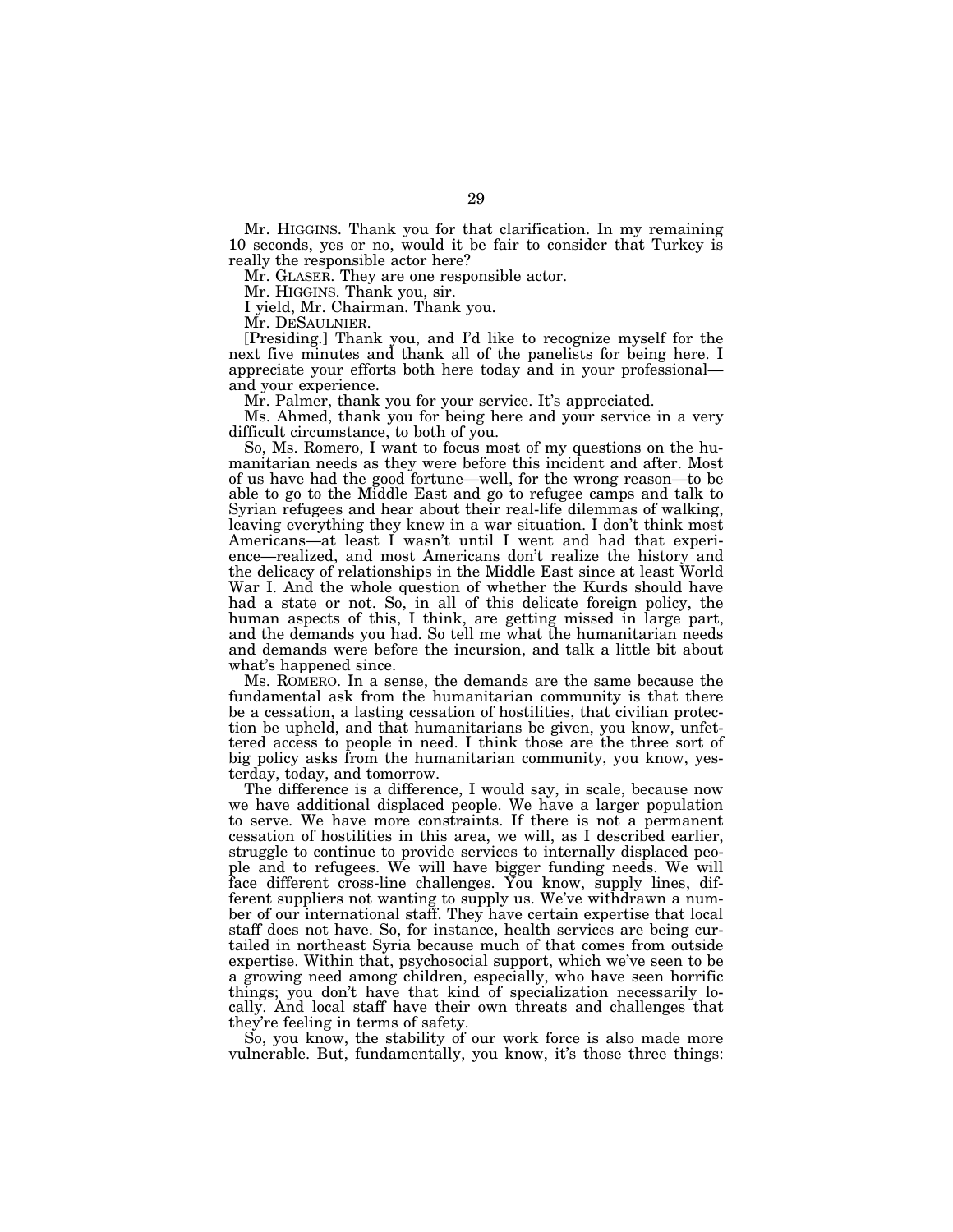Mr. HIGGINS. Thank you for that clarification. In my remaining 10 seconds, yes or no, would it be fair to consider that Turkey is really the responsible actor here?

Mr. GLASER. They are one responsible actor.

Mr. HIGGINS. Thank you, sir.

I yield, Mr. Chairman. Thank you.

Mr. DESAULNIER.

[Presiding.] Thank you, and I'd like to recognize myself for the next five minutes and thank all of the panelists for being here. I appreciate your efforts both here today and in your professional—and your experience.

Mr. Palmer, thank you for your service. It's appreciated.

Ms. Ahmed, thank you for being here and your service in a very difficult circumstance, to both of you.

So, Ms. Romero, I want to focus most of my questions on the humanitarian needs as they were before this incident and after. Most of us have had the good fortune—well, for the wrong reason—to be able to go to the Middle East and go to refugee camps and talk to Syrian refugees and hear about their real-life dilemmas of walking, leaving everything they knew in a war situation. I don't think most Americans—at least I wasn't until I went and had that experience—realized, and most Americans don't realize the history and the delicacy of relationships in the Middle East since at least World War I. And the whole question of whether the Kurds should have had a state or not. So, in all of this delicate foreign policy, the human aspects of this, I think, are getting missed in large part, and the demands you had. So tell me what the humanitarian needs and demands were before the incursion, and talk a little bit about what's happened since.

Ms. ROMERO. In a sense, the demands are the same because the fundamental ask from the humanitarian community is that there be a cessation, a lasting cessation of hostilities, that civilian protection be upheld, and that humanitarians be given, you know, unfettered access to people in need. I think those are the three sort of big policy asks from the humanitarian community, you know, yesterday, today, and tomorrow.

The difference is a difference, I would say, in scale, because now we have additional displaced people. We have a larger population to serve. We have more constraints. If there is not a permanent cessation of hostilities in this area, we will, as I described earlier, struggle to continue to provide services to internally displaced people and to refugees. We will have bigger funding needs. We will face different cross-line challenges. You know, supply lines, different suppliers not wanting to supply us. We've withdrawn a number of our international staff. They have certain expertise that local staff does not have. So, for instance, health services are being curtailed in northeast Syria because much of that comes from outside expertise. Within that, psychosocial support, which we've seen to be a growing need among children, especially, who have seen horrific things; you don't have that kind of specialization necessarily locally. And local staff have their own threats and challenges that they're feeling in terms of safety.

So, you know, the stability of our work force is also made more vulnerable. But, fundamentally, you know, it's those three things: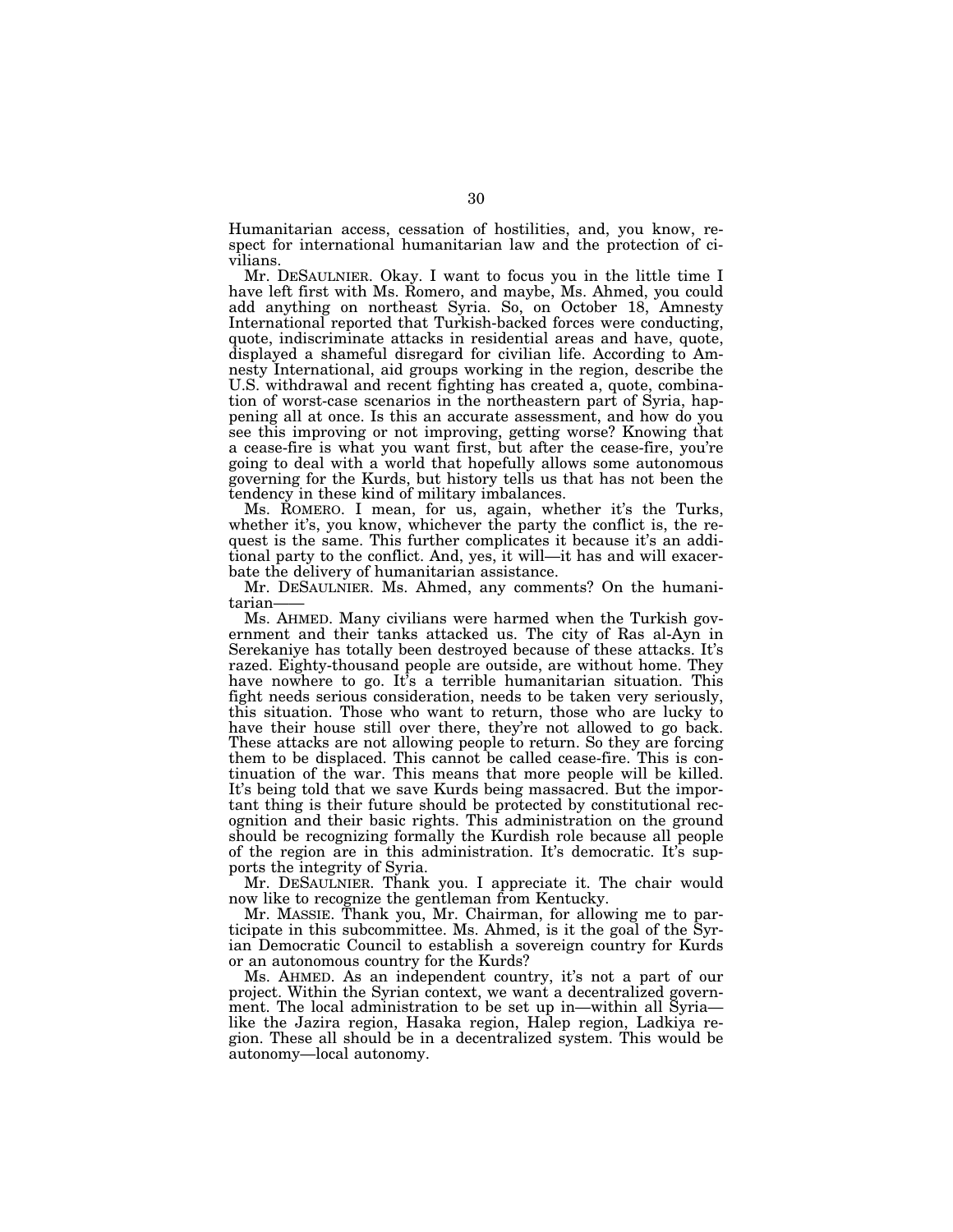Humanitarian access, cessation of hostilities, and, you know, respect for international humanitarian law and the protection of civilians.

Mr. DESAULNIER. Okay. I want to focus you in the little time I have left first with Ms. Romero, and maybe, Ms. Ahmed, you could add anything on northeast Syria. So, on October 18, Amnesty International reported that Turkish-backed forces were conducting, quote, indiscriminate attacks in residential areas and have, quote, displayed a shameful disregard for civilian life. According to Amnesty International, aid groups working in the region, describe the U.S. withdrawal and recent fighting has created a, quote, combination of worst-case scenarios in the northeastern part of Syria, happening all at once. Is this an accurate assessment, and how do you see this improving or not improving, getting worse? Knowing that a cease-fire is what you want first, but after the cease-fire, you're going to deal with a world that hopefully allows some autonomous governing for the Kurds, but history tells us that has not been the tendency in these kind of military imbalances.

Ms. ROMERO. I mean, for us, again, whether it's the Turks, whether it's, you know, whichever the party the conflict is, the request is the same. This further complicates it because it's an additional party to the conflict. And, yes, it will—it has and will exacerbate the delivery of humanitarian assistance.

Mr. DESAULNIER. Ms. Ahmed, any comments? On the humanitarian——

Ms. AHMED. Many civilians were harmed when the Turkish government and their tanks attacked us. The city of Ras al-Ayn in Serekaniye has totally been destroyed because of these attacks. It's razed. Eighty-thousand people are outside, are without home. They have nowhere to go. It's a terrible humanitarian situation. This fight needs serious consideration, needs to be taken very seriously, this situation. Those who want to return, those who are lucky to have their house still over there, they're not allowed to go back. These attacks are not allowing people to return. So they are forcing them to be displaced. This cannot be called cease-fire. This is continuation of the war. This means that more people will be killed. It's being told that we save Kurds being massacred. But the important thing is their future should be protected by constitutional recognition and their basic rights. This administration on the ground should be recognizing formally the Kurdish role because all people of the region are in this administration. It's democratic. It's supports the integrity of Syria.

Mr. DESAULNIER. Thank you. I appreciate it. The chair would now like to recognize the gentleman from Kentucky.

Mr. MASSIE. Thank you, Mr. Chairman, for allowing me to participate in this subcommittee. Ms. Ahmed, is it the goal of the Syrian Democratic Council to establish a sovereign country for Kurds or an autonomous country for the Kurds?

Ms. AHMED. As an independent country, it's not a part of our project. Within the Syrian context, we want a decentralized government. The local administration to be set up in—within all Syria—like the Jazira region, Hasaka region, Halep region, Ladkiya region. These all should be in a decentralized system. This would be autonomy—local autonomy.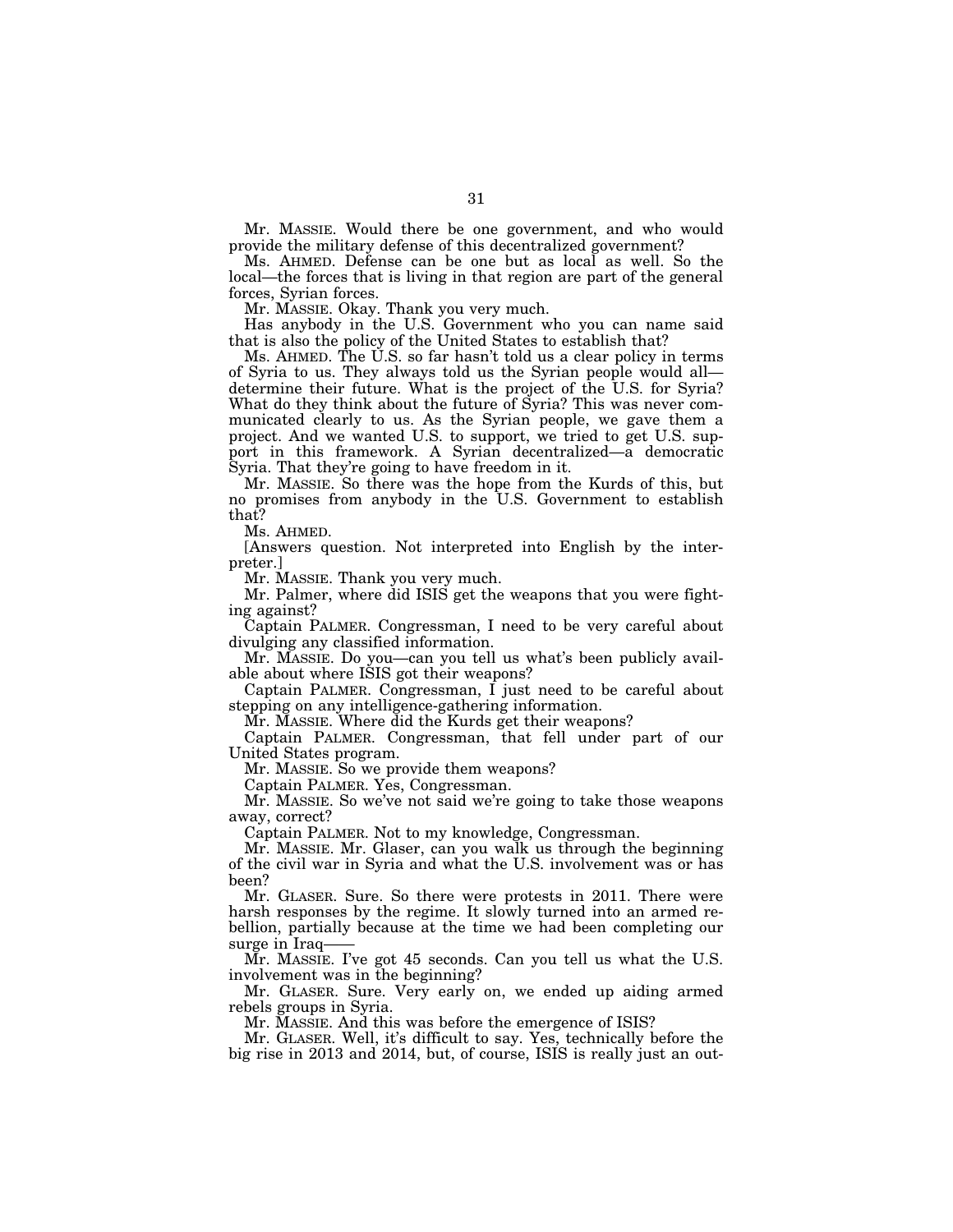Mr. MASSIE. Would there be one government, and who would provide the military defense of this decentralized government?

Ms. AHMED. Defense can be one but as local as well. So the local—the forces that is living in that region are part of the general forces, Syrian forces.

Mr. MASSIE. Okay. Thank you very much.

Has anybody in the U.S. Government who you can name said that is also the policy of the United States to establish that?

Ms. AHMED. The U.S. so far hasn't told us a clear policy in terms of Syria to us. They always told us the Syrian people would all—determine their future. What is the project of the U.S. for Syria? What do they think about the future of Syria? This was never communicated clearly to us. As the Syrian people, we gave them a project. And we wanted U.S. to support, we tried to get U.S. support in this framework. A Syrian decentralized—a democratic Syria. That they're going to have freedom in it.

Mr. MASSIE. So there was the hope from the Kurds of this, but no promises from anybody in the U.S. Government to establish that?

Ms. AHMED.

[Answers question. Not interpreted into English by the interpreter.]

Mr. MASSIE. Thank you very much.

Mr. Palmer, where did ISIS get the weapons that you were fighting against?

Captain PALMER. Congressman, I need to be very careful about divulging any classified information.

Mr. MASSIE. Do you—can you tell us what's been publicly available about where ISIS got their weapons?

Captain PALMER. Congressman, I just need to be careful about stepping on any intelligence-gathering information.

Mr. MASSIE. Where did the Kurds get their weapons?

Captain PALMER. Congressman, that fell under part of our United States program.

Mr. MASSIE. So we provide them weapons?

Captain PALMER. Yes, Congressman.

Mr. MASSIE. So we've not said we're going to take those weapons away, correct?

Captain PALMER. Not to my knowledge, Congressman.

Mr. MASSIE. Mr. Glaser, can you walk us through the beginning of the civil war in Syria and what the U.S. involvement was or has been?

Mr. GLASER. Sure. So there were protests in 2011. There were harsh responses by the regime. It slowly turned into an armed rebellion, partially because at the time we had been completing our surge in Iraq——

Mr. MASSIE. I've got 45 seconds. Can you tell us what the U.S. involvement was in the beginning?

Mr. GLASER. Sure. Very early on, we ended up aiding armed rebels groups in Syria.

Mr. MASSIE. And this was before the emergence of ISIS?

Mr. GLASER. Well, it's difficult to say. Yes, technically before the big rise in 2013 and 2014, but, of course, ISIS is really just an out-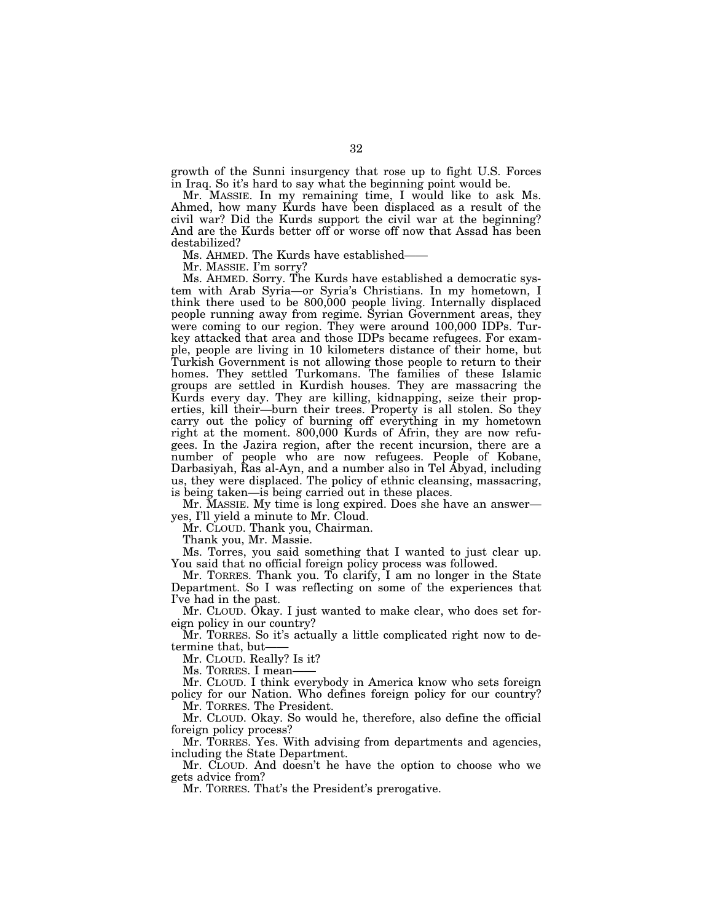growth of the Sunni insurgency that rose up to fight U.S. Forces in Iraq. So it's hard to say what the beginning point would be.

Mr. MASSIE. In my remaining time, I would like to ask Ms. Ahmed, how many Kurds have been displaced as a result of the civil war? Did the Kurds support the civil war at the beginning? And are the Kurds better off or worse off now that Assad has been destabilized?

Ms. AHMED. The Kurds have established——

Mr. MASSIE. I'm sorry?

Ms. AHMED. Sorry. The Kurds have established a democratic system with Arab Syria—or Syria's Christians. In my hometown, I think there used to be 800,000 people living. Internally displaced people running away from regime. Syrian Government areas, they were coming to our region. They were around 100,000 IDPs. Turkey attacked that area and those IDPs became refugees. For example, people are living in 10 kilometers distance of their home, but Turkish Government is not allowing those people to return to their homes. They settled Turkomans. The families of these Islamic groups are settled in Kurdish houses. They are massacring the Kurds every day. They are killing, kidnapping, seize their properties, kill their—burn their trees. Property is all stolen. So they carry out the policy of burning off everything in my hometown right at the moment. 800,000 Kurds of Afrin, they are now refugees. In the Jazira region, after the recent incursion, there are a number of people who are now refugees. People of Kobane, Darbasiyah, Ras al-Ayn, and a number also in Tel Abyad, including us, they were displaced. The policy of ethnic cleansing, massacring, is being taken—is being carried out in these places.

Mr. MASSIE. My time is long expired. Does she have an answer—yes, I'll yield a minute to Mr. Cloud.

Mr. CLOUD. Thank you, Chairman.

Thank you, Mr. Massie.

Ms. Torres, you said something that I wanted to just clear up. You said that no official foreign policy process was followed.

Mr. TORRES. Thank you. To clarify, I am no longer in the State Department. So I was reflecting on some of the experiences that I've had in the past.

Mr. CLOUD. Okay. I just wanted to make clear, who does set foreign policy in our country?

Mr. TORRES. So it's actually a little complicated right now to determine that, but——

Mr. CLOUD. Really? Is it?

Ms. TORRES. I mean——

Mr. CLOUD. I think everybody in America know who sets foreign policy for our Nation. Who defines foreign policy for our country?

Mr. TORRES. The President.

Mr. CLOUD. Okay. So would he, therefore, also define the official foreign policy process?

Mr. TORRES. Yes. With advising from departments and agencies, including the State Department.

Mr. CLOUD. And doesn't he have the option to choose who we gets advice from?

Mr. TORRES. That's the President's prerogative.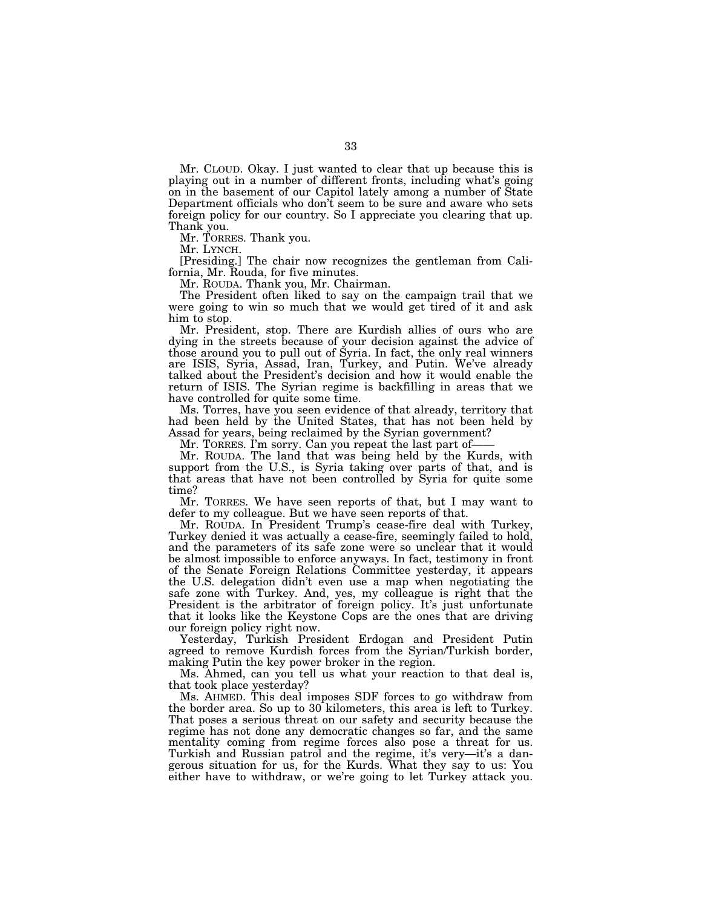Mr. CLOUD. Okay. I just wanted to clear that up because this is playing out in a number of different fronts, including what's going on in the basement of our Capitol lately among a number of State Department officials who don't seem to be sure and aware who sets foreign policy for our country. So I appreciate you clearing that up. Thank you.

Mr. TORRES. Thank you.

Mr. LYNCH.

[Presiding.] The chair now recognizes the gentleman from California, Mr. Rouda, for five minutes.

Mr. ROUDA. Thank you, Mr. Chairman.

The President often liked to say on the campaign trail that we were going to win so much that we would get tired of it and ask him to stop.

Mr. President, stop. There are Kurdish allies of ours who are dying in the streets because of your decision against the advice of those around you to pull out of Syria. In fact, the only real winners are ISIS, Syria, Assad, Iran, Turkey, and Putin. We've already talked about the President's decision and how it would enable the return of ISIS. The Syrian regime is backfilling in areas that we have controlled for quite some time.

Ms. Torres, have you seen evidence of that already, territory that had been held by the United States, that has not been held by Assad for years, being reclaimed by the Syrian government?

Mr. TORRES. I'm sorry. Can you repeat the last part of——

Mr. ROUDA. The land that was being held by the Kurds, with support from the U.S., is Syria taking over parts of that, and is that areas that have not been controlled by Syria for quite some time?

Mr. TORRES. We have seen reports of that, but I may want to defer to my colleague. But we have seen reports of that.

Mr. ROUDA. In President Trump's cease-fire deal with Turkey, Turkey denied it was actually a cease-fire, seemingly failed to hold, and the parameters of its safe zone were so unclear that it would be almost impossible to enforce anyways. In fact, testimony in front of the Senate Foreign Relations Committee yesterday, it appears the U.S. delegation didn't even use a map when negotiating the safe zone with Turkey. And, yes, my colleague is right that the President is the arbitrator of foreign policy. It's just unfortunate that it looks like the Keystone Cops are the ones that are driving our foreign policy right now.

Yesterday, Turkish President Erdogan and President Putin agreed to remove Kurdish forces from the Syrian/Turkish border, making Putin the key power broker in the region.

Ms. Ahmed, can you tell us what your reaction to that deal is, that took place yesterday?

Ms. AHMED. This deal imposes SDF forces to go withdraw from the border area. So up to 30 kilometers, this area is left to Turkey. That poses a serious threat on our safety and security because the regime has not done any democratic changes so far, and the same mentality coming from regime forces also pose a threat for us. Turkish and Russian patrol and the regime, it's very—it's a dangerous situation for us, for the Kurds. What they say to us: You either have to withdraw, or we're going to let Turkey attack you.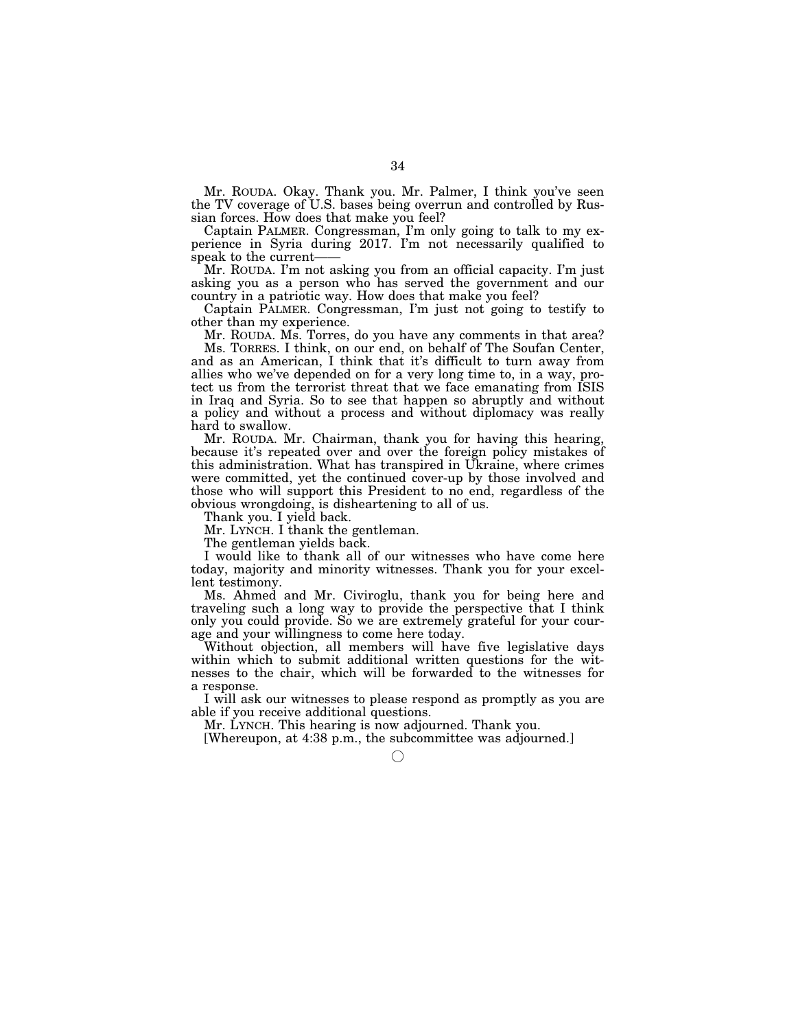Mr. ROUDA. Okay. Thank you. Mr. Palmer, I think you've seen the TV coverage of U.S. bases being overrun and controlled by Russian forces. How does that make you feel?

Captain PALMER. Congressman, I'm only going to talk to my experience in Syria during 2017. I'm not necessarily qualified to speak to the current——

Mr. ROUDA. I'm not asking you from an official capacity. I'm just asking you as a person who has served the government and our country in a patriotic way. How does that make you feel?

Captain PALMER. Congressman, I'm just not going to testify to other than my experience.

Mr. ROUDA. Ms. Torres, do you have any comments in that area?

Ms. TORRES. I think, on our end, on behalf of The Soufan Center, and as an American, I think that it's difficult to turn away from allies who we've depended on for a very long time to, in a way, protect us from the terrorist threat that we face emanating from ISIS in Iraq and Syria. So to see that happen so abruptly and without a policy and without a process and without diplomacy was really hard to swallow.

Mr. ROUDA. Mr. Chairman, thank you for having this hearing, because it's repeated over and over the foreign policy mistakes of this administration. What has transpired in Ukraine, where crimes were committed, yet the continued cover-up by those involved and those who will support this President to no end, regardless of the obvious wrongdoing, is disheartening to all of us.

Thank you. I yield back.

Mr. LYNCH. I thank the gentleman.

The gentleman yields back.

I would like to thank all of our witnesses who have come here today, majority and minority witnesses. Thank you for your excellent testimony.

Ms. Ahmed and Mr. Civiroglu, thank you for being here and traveling such a long way to provide the perspective that I think only you could provide. So we are extremely grateful for your courage and your willingness to come here today.

Without objection, all members will have five legislative days within which to submit additional written questions for the witnesses to the chair, which will be forwarded to the witnesses for a response.

I will ask our witnesses to please respond as promptly as you are able if you receive additional questions.

Mr. LYNCH. This hearing is now adjourned. Thank you.

[Whereupon, at 4:38 p.m., the subcommittee was adjourned.]

○